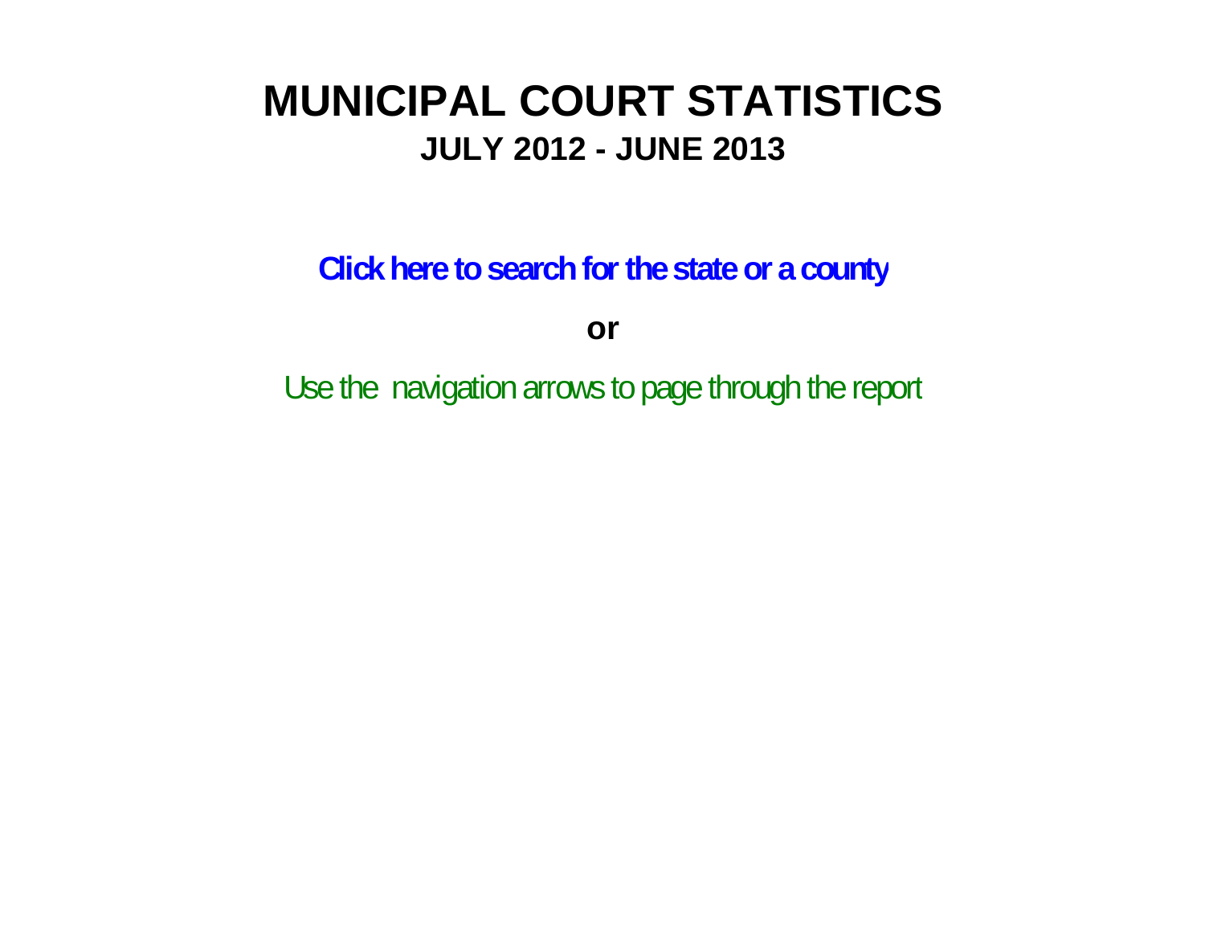# MUNICIPAL COURT STATISTICS

## JULY 2012 - JUNE 2013

**Click here to search for the state or a county**

**or**

Use the navigation arrows to page through the report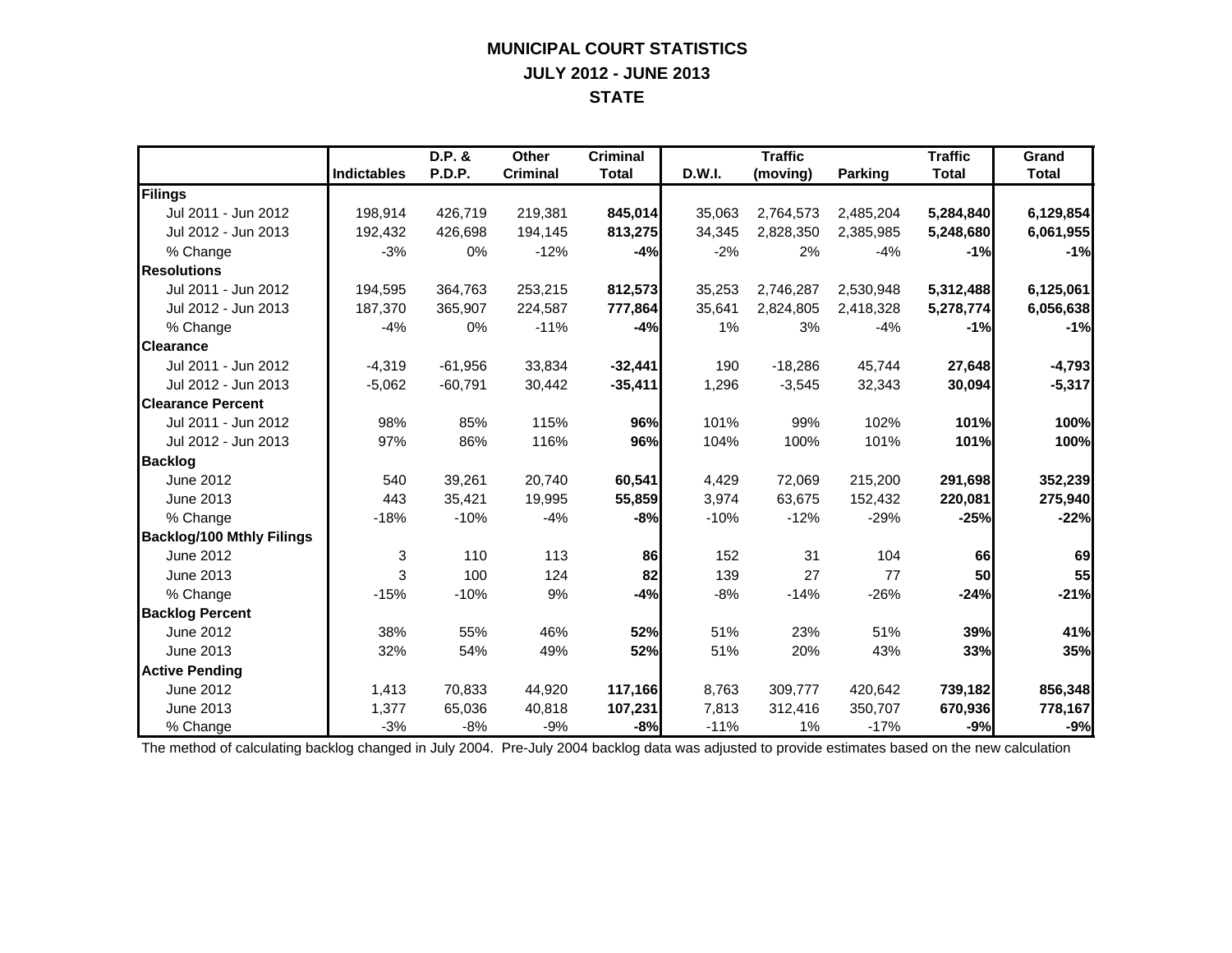# MUNICIPAL COURT STATISTICS
## JULY 2012 - JUNE 2013
## STATE

| | Indictables | D.P. & P.D.P. | Other Criminal | Criminal Total | D.W.I. | Traffic (moving) | Parking | Traffic Total | Grand Total |
|---|---|---|---|---|---|---|---|---|---|
| **Filings** | | | | | | | | | |
| Jul 2011 - Jun 2012 | 198,914 | 426,719 | 219,381 | **845,014** | 35,063 | 2,764,573 | 2,485,204 | **5,284,840** | **6,129,854** |
| Jul 2012 - Jun 2013 | 192,432 | 426,698 | 194,145 | **813,275** | 34,345 | 2,828,350 | 2,385,985 | **5,248,680** | **6,061,955** |
| % Change | -3% | 0% | -12% | **-4%** | -2% | 2% | -4% | **-1%** | **-1%** |
| **Resolutions** | | | | | | | | | |
| Jul 2011 - Jun 2012 | 194,595 | 364,763 | 253,215 | **812,573** | 35,253 | 2,746,287 | 2,530,948 | **5,312,488** | **6,125,061** |
| Jul 2012 - Jun 2013 | 187,370 | 365,907 | 224,587 | **777,864** | 35,641 | 2,824,805 | 2,418,328 | **5,278,774** | **6,056,638** |
| % Change | -4% | 0% | -11% | **-4%** | 1% | 3% | -4% | **-1%** | **-1%** |
| **Clearance** | | | | | | | | | |
| Jul 2011 - Jun 2012 | -4,319 | -61,956 | 33,834 | **-32,441** | 190 | -18,286 | 45,744 | **27,648** | **-4,793** |
| Jul 2012 - Jun 2013 | -5,062 | -60,791 | 30,442 | **-35,411** | 1,296 | -3,545 | 32,343 | **30,094** | **-5,317** |
| **Clearance Percent** | | | | | | | | | |
| Jul 2011 - Jun 2012 | 98% | 85% | 115% | **96%** | 101% | 99% | 102% | **101%** | **100%** |
| Jul 2012 - Jun 2013 | 97% | 86% | 116% | **96%** | 104% | 100% | 101% | **101%** | **100%** |
| **Backlog** | | | | | | | | | |
| June 2012 | 540 | 39,261 | 20,740 | **60,541** | 4,429 | 72,069 | 215,200 | **291,698** | **352,239** |
| June 2013 | 443 | 35,421 | 19,995 | **55,859** | 3,974 | 63,675 | 152,432 | **220,081** | **275,940** |
| % Change | -18% | -10% | -4% | **-8%** | -10% | -12% | -29% | **-25%** | **-22%** |
| **Backlog/100 Mthly Filings** | | | | | | | | | |
| June 2012 | 3 | 110 | 113 | **86** | 152 | 31 | 104 | **66** | **69** |
| June 2013 | 3 | 100 | 124 | **82** | 139 | 27 | 77 | **50** | **55** |
| % Change | -15% | -10% | 9% | **-4%** | -8% | -14% | -26% | **-24%** | **-21%** |
| **Backlog Percent** | | | | | | | | | |
| June 2012 | 38% | 55% | 46% | **52%** | 51% | 23% | 51% | **39%** | **41%** |
| June 2013 | 32% | 54% | 49% | **52%** | 51% | 20% | 43% | **33%** | **35%** |
| **Active Pending** | | | | | | | | | |
| June 2012 | 1,413 | 70,833 | 44,920 | **117,166** | 8,763 | 309,777 | 420,642 | **739,182** | **856,348** |
| June 2013 | 1,377 | 65,036 | 40,818 | **107,231** | 7,813 | 312,416 | 350,707 | **670,936** | **778,167** |
| % Change | -3% | -8% | -9% | **-8%** | -11% | 1% | -17% | **-9%** | **-9%** |

The method of calculating backlog changed in July 2004. Pre-July 2004 backlog data was adjusted to provide estimates based on the new calculation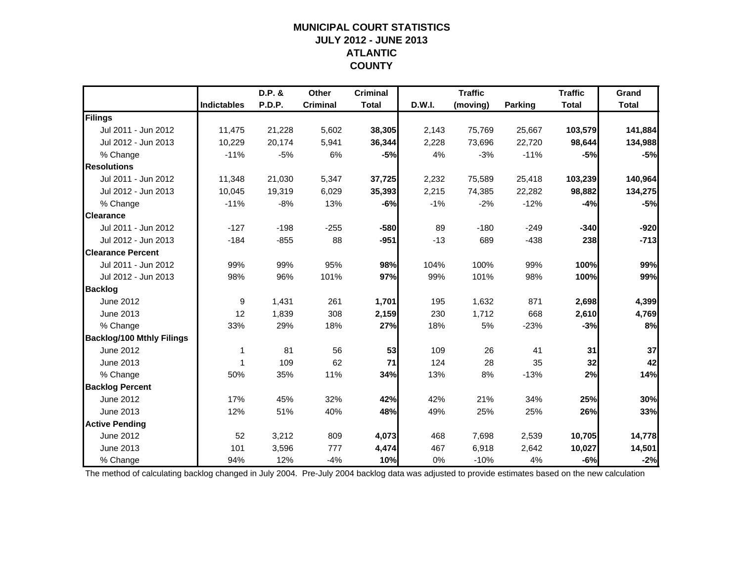# MUNICIPAL COURT STATISTICS
## JULY 2012 - JUNE 2013
## ATLANTIC
## COUNTY

| | Indictables | D.P. & P.D.P. | Other Criminal | Criminal Total | D.W.I. | Traffic (moving) | Parking | Traffic Total | Grand Total |
|---|---|---|---|---|---|---|---|---|---|
| **Filings** | | | | | | | | | |
| Jul 2011 - Jun 2012 | 11,475 | 21,228 | 5,602 | **38,305** | 2,143 | 75,769 | 25,667 | **103,579** | **141,884** |
| Jul 2012 - Jun 2013 | 10,229 | 20,174 | 5,941 | **36,344** | 2,228 | 73,696 | 22,720 | **98,644** | **134,988** |
| % Change | -11% | -5% | 6% | **-5%** | 4% | -3% | -11% | **-5%** | **-5%** |
| **Resolutions** | | | | | | | | | |
| Jul 2011 - Jun 2012 | 11,348 | 21,030 | 5,347 | **37,725** | 2,232 | 75,589 | 25,418 | **103,239** | **140,964** |
| Jul 2012 - Jun 2013 | 10,045 | 19,319 | 6,029 | **35,393** | 2,215 | 74,385 | 22,282 | **98,882** | **134,275** |
| % Change | -11% | -8% | 13% | **-6%** | -1% | -2% | -12% | **-4%** | **-5%** |
| **Clearance** | | | | | | | | | |
| Jul 2011 - Jun 2012 | -127 | -198 | -255 | **-580** | 89 | -180 | -249 | **-340** | **-920** |
| Jul 2012 - Jun 2013 | -184 | -855 | 88 | **-951** | -13 | 689 | -438 | **238** | **-713** |
| **Clearance Percent** | | | | | | | | | |
| Jul 2011 - Jun 2012 | 99% | 99% | 95% | **98%** | 104% | 100% | 99% | **100%** | **99%** |
| Jul 2012 - Jun 2013 | 98% | 96% | 101% | **97%** | 99% | 101% | 98% | **100%** | **99%** |
| **Backlog** | | | | | | | | | |
| June 2012 | 9 | 1,431 | 261 | **1,701** | 195 | 1,632 | 871 | **2,698** | **4,399** |
| June 2013 | 12 | 1,839 | 308 | **2,159** | 230 | 1,712 | 668 | **2,610** | **4,769** |
| % Change | 33% | 29% | 18% | **27%** | 18% | 5% | -23% | **-3%** | **8%** |
| **Backlog/100 Mthly Filings** | | | | | | | | | |
| June 2012 | 1 | 81 | 56 | **53** | 109 | 26 | 41 | **31** | **37** |
| June 2013 | 1 | 109 | 62 | **71** | 124 | 28 | 35 | **32** | **42** |
| % Change | 50% | 35% | 11% | **34%** | 13% | 8% | -13% | **2%** | **14%** |
| **Backlog Percent** | | | | | | | | | |
| June 2012 | 17% | 45% | 32% | **42%** | 42% | 21% | 34% | **25%** | **30%** |
| June 2013 | 12% | 51% | 40% | **48%** | 49% | 25% | 25% | **26%** | **33%** |
| **Active Pending** | | | | | | | | | |
| June 2012 | 52 | 3,212 | 809 | **4,073** | 468 | 7,698 | 2,539 | **10,705** | **14,778** |
| June 2013 | 101 | 3,596 | 777 | **4,474** | 467 | 6,918 | 2,642 | **10,027** | **14,501** |
| % Change | 94% | 12% | -4% | **10%** | 0% | -10% | 4% | **-6%** | **-2%** |

The method of calculating backlog changed in July 2004. Pre-July 2004 backlog data was adjusted to provide estimates based on the new calculation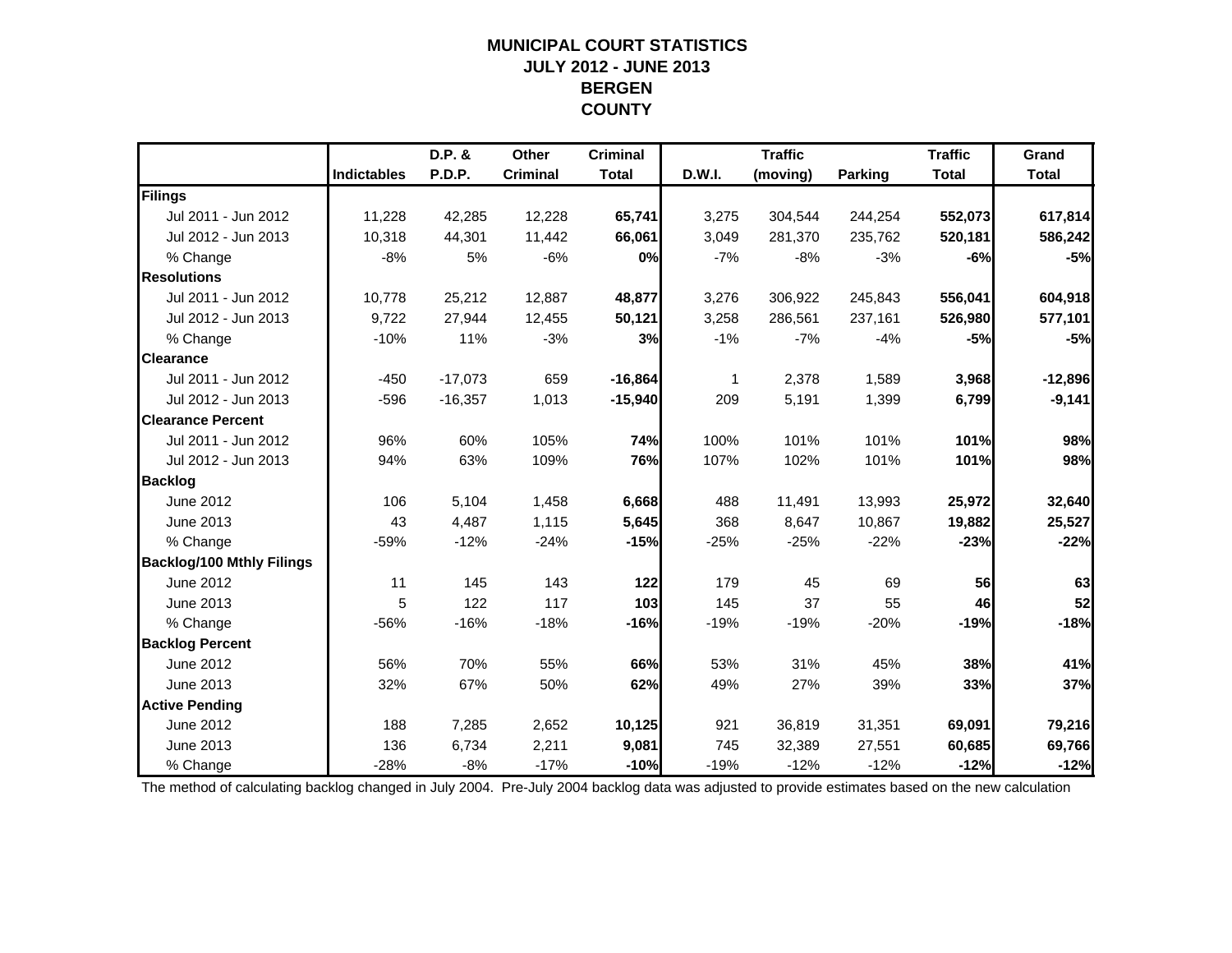# MUNICIPAL COURT STATISTICS
## JULY 2012 - JUNE 2013
## BERGEN COUNTY

| | Indictables | D.P. & P.D.P. | Other Criminal | Criminal Total | D.W.I. | Traffic (moving) | Parking | Traffic Total | Grand Total |
|---|---|---|---|---|---|---|---|---|---|
| **Filings** | | | | | | | | | |
| Jul 2011 - Jun 2012 | 11,228 | 42,285 | 12,228 | **65,741** | 3,275 | 304,544 | 244,254 | **552,073** | **617,814** |
| Jul 2012 - Jun 2013 | 10,318 | 44,301 | 11,442 | **66,061** | 3,049 | 281,370 | 235,762 | **520,181** | **586,242** |
| % Change | -8% | 5% | -6% | **0%** | -7% | -8% | -3% | **-6%** | **-5%** |
| **Resolutions** | | | | | | | | | |
| Jul 2011 - Jun 2012 | 10,778 | 25,212 | 12,887 | **48,877** | 3,276 | 306,922 | 245,843 | **556,041** | **604,918** |
| Jul 2012 - Jun 2013 | 9,722 | 27,944 | 12,455 | **50,121** | 3,258 | 286,561 | 237,161 | **526,980** | **577,101** |
| % Change | -10% | 11% | -3% | **3%** | -1% | -7% | -4% | **-5%** | **-5%** |
| **Clearance** | | | | | | | | | |
| Jul 2011 - Jun 2012 | -450 | -17,073 | 659 | **-16,864** | 1 | 2,378 | 1,589 | **3,968** | **-12,896** |
| Jul 2012 - Jun 2013 | -596 | -16,357 | 1,013 | **-15,940** | 209 | 5,191 | 1,399 | **6,799** | **-9,141** |
| **Clearance Percent** | | | | | | | | | |
| Jul 2011 - Jun 2012 | 96% | 60% | 105% | **74%** | 100% | 101% | 101% | **101%** | **98%** |
| Jul 2012 - Jun 2013 | 94% | 63% | 109% | **76%** | 107% | 102% | 101% | **101%** | **98%** |
| **Backlog** | | | | | | | | | |
| June 2012 | 106 | 5,104 | 1,458 | **6,668** | 488 | 11,491 | 13,993 | **25,972** | **32,640** |
| June 2013 | 43 | 4,487 | 1,115 | **5,645** | 368 | 8,647 | 10,867 | **19,882** | **25,527** |
| % Change | -59% | -12% | -24% | **-15%** | -25% | -25% | -22% | **-23%** | **-22%** |
| **Backlog/100 Mthly Filings** | | | | | | | | | |
| June 2012 | 11 | 145 | 143 | **122** | 179 | 45 | 69 | **56** | **63** |
| June 2013 | 5 | 122 | 117 | **103** | 145 | 37 | 55 | **46** | **52** |
| % Change | -56% | -16% | -18% | **-16%** | -19% | -19% | -20% | **-19%** | **-18%** |
| **Backlog Percent** | | | | | | | | | |
| June 2012 | 56% | 70% | 55% | **66%** | 53% | 31% | 45% | **38%** | **41%** |
| June 2013 | 32% | 67% | 50% | **62%** | 49% | 27% | 39% | **33%** | **37%** |
| **Active Pending** | | | | | | | | | |
| June 2012 | 188 | 7,285 | 2,652 | **10,125** | 921 | 36,819 | 31,351 | **69,091** | **79,216** |
| June 2013 | 136 | 6,734 | 2,211 | **9,081** | 745 | 32,389 | 27,551 | **60,685** | **69,766** |
| % Change | -28% | -8% | -17% | **-10%** | -19% | -12% | -12% | **-12%** | **-12%** |

The method of calculating backlog changed in July 2004. Pre-July 2004 backlog data was adjusted to provide estimates based on the new calculation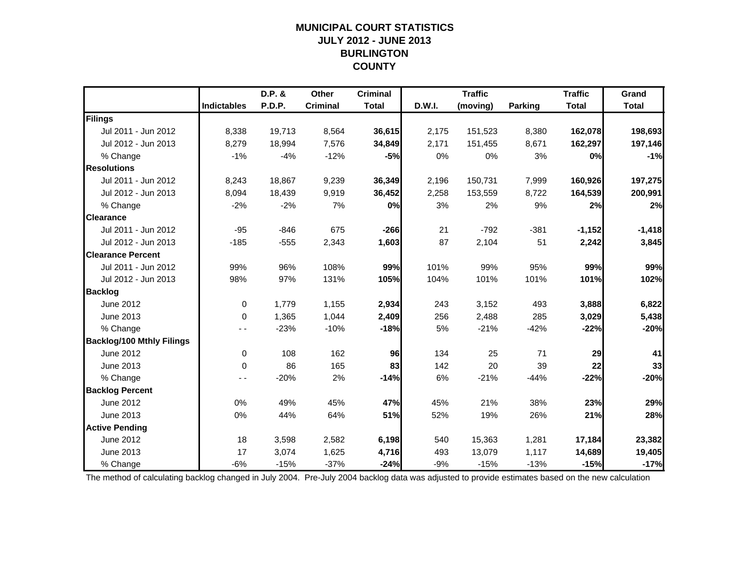# MUNICIPAL COURT STATISTICS
## JULY 2012 - JUNE 2013
## BURLINGTON COUNTY

| | Indictables | D.P. & P.D.P. | Other Criminal | Criminal Total | D.W.I. | Traffic (moving) | Parking | Traffic Total | Grand Total |
|---|---|---|---|---|---|---|---|---|---|
| **Filings** | | | | | | | | | |
| Jul 2011 - Jun 2012 | 8,338 | 19,713 | 8,564 | **36,615** | 2,175 | 151,523 | 8,380 | **162,078** | **198,693** |
| Jul 2012 - Jun 2013 | 8,279 | 18,994 | 7,576 | **34,849** | 2,171 | 151,455 | 8,671 | **162,297** | **197,146** |
| % Change | -1% | -4% | -12% | **-5%** | 0% | 0% | 3% | **0%** | **-1%** |
| **Resolutions** | | | | | | | | | |
| Jul 2011 - Jun 2012 | 8,243 | 18,867 | 9,239 | **36,349** | 2,196 | 150,731 | 7,999 | **160,926** | **197,275** |
| Jul 2012 - Jun 2013 | 8,094 | 18,439 | 9,919 | **36,452** | 2,258 | 153,559 | 8,722 | **164,539** | **200,991** |
| % Change | -2% | -2% | 7% | **0%** | 3% | 2% | 9% | **2%** | **2%** |
| **Clearance** | | | | | | | | | |
| Jul 2011 - Jun 2012 | -95 | -846 | 675 | **-266** | 21 | -792 | -381 | **-1,152** | **-1,418** |
| Jul 2012 - Jun 2013 | -185 | -555 | 2,343 | **1,603** | 87 | 2,104 | 51 | **2,242** | **3,845** |
| **Clearance Percent** | | | | | | | | | |
| Jul 2011 - Jun 2012 | 99% | 96% | 108% | **99%** | 101% | 99% | 95% | **99%** | **99%** |
| Jul 2012 - Jun 2013 | 98% | 97% | 131% | **105%** | 104% | 101% | 101% | **101%** | **102%** |
| **Backlog** | | | | | | | | | |
| June 2012 | 0 | 1,779 | 1,155 | **2,934** | 243 | 3,152 | 493 | **3,888** | **6,822** |
| June 2013 | 0 | 1,365 | 1,044 | **2,409** | 256 | 2,488 | 285 | **3,029** | **5,438** |
| % Change | - - | -23% | -10% | **-18%** | 5% | -21% | -42% | **-22%** | **-20%** |
| **Backlog/100 Mthly Filings** | | | | | | | | | |
| June 2012 | 0 | 108 | 162 | **96** | 134 | 25 | 71 | **29** | **41** |
| June 2013 | 0 | 86 | 165 | **83** | 142 | 20 | 39 | **22** | **33** |
| % Change | - - | -20% | 2% | **-14%** | 6% | -21% | -44% | **-22%** | **-20%** |
| **Backlog Percent** | | | | | | | | | |
| June 2012 | 0% | 49% | 45% | **47%** | 45% | 21% | 38% | **23%** | **29%** |
| June 2013 | 0% | 44% | 64% | **51%** | 52% | 19% | 26% | **21%** | **28%** |
| **Active Pending** | | | | | | | | | |
| June 2012 | 18 | 3,598 | 2,582 | **6,198** | 540 | 15,363 | 1,281 | **17,184** | **23,382** |
| June 2013 | 17 | 3,074 | 1,625 | **4,716** | 493 | 13,079 | 1,117 | **14,689** | **19,405** |
| % Change | -6% | -15% | -37% | **-24%** | -9% | -15% | -13% | **-15%** | **-17%** |

The method of calculating backlog changed in July 2004. Pre-July 2004 backlog data was adjusted to provide estimates based on the new calculation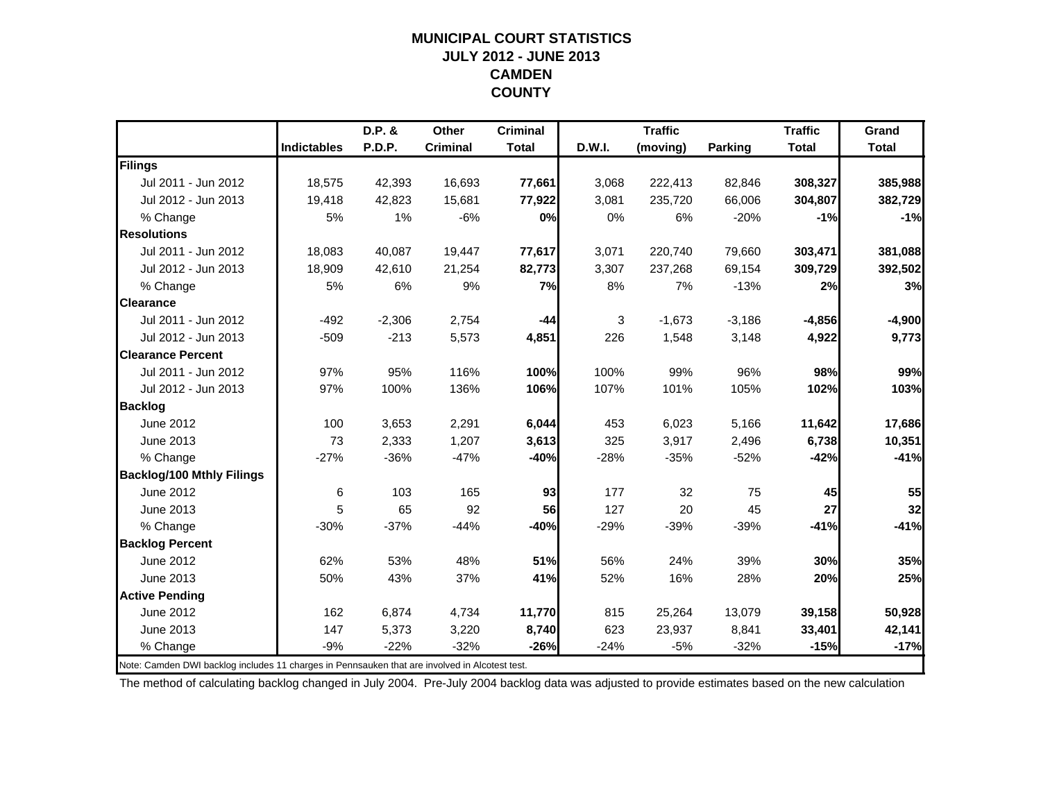# MUNICIPAL COURT STATISTICS
## JULY 2012 - JUNE 2013
## CAMDEN COUNTY

| | Indictables | D.P. & P.D.P. | Other Criminal | Criminal Total | D.W.I. | Traffic (moving) | Parking | Traffic Total | Grand Total |
|---|---|---|---|---|---|---|---|---|---|
| **Filings** | | | | | | | | | |
| Jul 2011 - Jun 2012 | 18,575 | 42,393 | 16,693 | **77,661** | 3,068 | 222,413 | 82,846 | **308,327** | **385,988** |
| Jul 2012 - Jun 2013 | 19,418 | 42,823 | 15,681 | **77,922** | 3,081 | 235,720 | 66,006 | **304,807** | **382,729** |
| % Change | 5% | 1% | -6% | **0%** | 0% | 6% | -20% | **-1%** | **-1%** |
| **Resolutions** | | | | | | | | | |
| Jul 2011 - Jun 2012 | 18,083 | 40,087 | 19,447 | **77,617** | 3,071 | 220,740 | 79,660 | **303,471** | **381,088** |
| Jul 2012 - Jun 2013 | 18,909 | 42,610 | 21,254 | **82,773** | 3,307 | 237,268 | 69,154 | **309,729** | **392,502** |
| % Change | 5% | 6% | 9% | **7%** | 8% | 7% | -13% | **2%** | **3%** |
| **Clearance** | | | | | | | | | |
| Jul 2011 - Jun 2012 | -492 | -2,306 | 2,754 | **-44** | 3 | -1,673 | -3,186 | **-4,856** | **-4,900** |
| Jul 2012 - Jun 2013 | -509 | -213 | 5,573 | **4,851** | 226 | 1,548 | 3,148 | **4,922** | **9,773** |
| **Clearance Percent** | | | | | | | | | |
| Jul 2011 - Jun 2012 | 97% | 95% | 116% | **100%** | 100% | 99% | 96% | **98%** | **99%** |
| Jul 2012 - Jun 2013 | 97% | 100% | 136% | **106%** | 107% | 101% | 105% | **102%** | **103%** |
| **Backlog** | | | | | | | | | |
| June 2012 | 100 | 3,653 | 2,291 | **6,044** | 453 | 6,023 | 5,166 | **11,642** | **17,686** |
| June 2013 | 73 | 2,333 | 1,207 | **3,613** | 325 | 3,917 | 2,496 | **6,738** | **10,351** |
| % Change | -27% | -36% | -47% | **-40%** | -28% | -35% | -52% | **-42%** | **-41%** |
| **Backlog/100 Mthly Filings** | | | | | | | | | |
| June 2012 | 6 | 103 | 165 | **93** | 177 | 32 | 75 | **45** | **55** |
| June 2013 | 5 | 65 | 92 | **56** | 127 | 20 | 45 | **27** | **32** |
| % Change | -30% | -37% | -44% | **-40%** | -29% | -39% | -39% | **-41%** | **-41%** |
| **Backlog Percent** | | | | | | | | | |
| June 2012 | 62% | 53% | 48% | **51%** | 56% | 24% | 39% | **30%** | **35%** |
| June 2013 | 50% | 43% | 37% | **41%** | 52% | 16% | 28% | **20%** | **25%** |
| **Active Pending** | | | | | | | | | |
| June 2012 | 162 | 6,874 | 4,734 | **11,770** | 815 | 25,264 | 13,079 | **39,158** | **50,928** |
| June 2013 | 147 | 5,373 | 3,220 | **8,740** | 623 | 23,937 | 8,841 | **33,401** | **42,141** |
| % Change | -9% | -22% | -32% | **-26%** | -24% | -5% | -32% | **-15%** | **-17%** |

Note: Camden DWI backlog includes 11 charges in Pennsauken that are involved in Alcotest test.

The method of calculating backlog changed in July 2004. Pre-July 2004 backlog data was adjusted to provide estimates based on the new calculation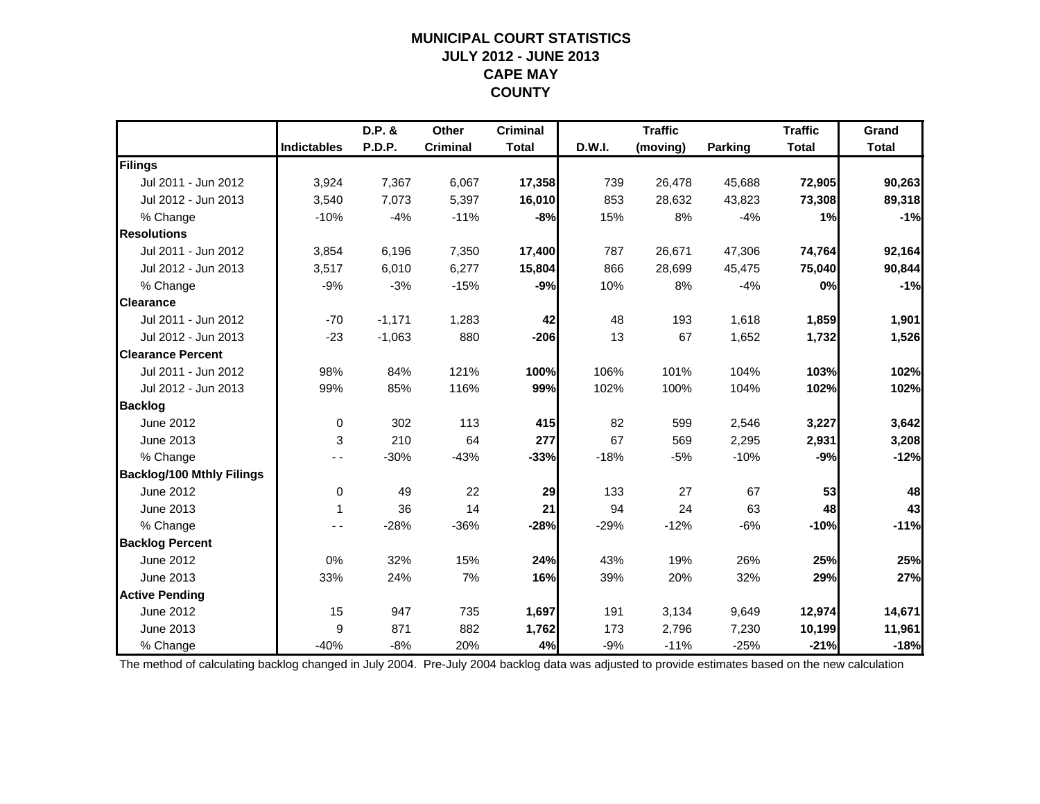# MUNICIPAL COURT STATISTICS
## JULY 2012 - JUNE 2013
## CAPE MAY
## COUNTY

| | Indictables | D.P. & P.D.P. | Other Criminal | Criminal Total | D.W.I. | Traffic (moving) | Parking | Traffic Total | Grand Total |
|---|---|---|---|---|---|---|---|---|---|
| **Filings** | | | | | | | | | |
| Jul 2011 - Jun 2012 | 3,924 | 7,367 | 6,067 | **17,358** | 739 | 26,478 | 45,688 | **72,905** | **90,263** |
| Jul 2012 - Jun 2013 | 3,540 | 7,073 | 5,397 | **16,010** | 853 | 28,632 | 43,823 | **73,308** | **89,318** |
| % Change | -10% | -4% | -11% | **-8%** | 15% | 8% | -4% | **1%** | **-1%** |
| **Resolutions** | | | | | | | | | |
| Jul 2011 - Jun 2012 | 3,854 | 6,196 | 7,350 | **17,400** | 787 | 26,671 | 47,306 | **74,764** | **92,164** |
| Jul 2012 - Jun 2013 | 3,517 | 6,010 | 6,277 | **15,804** | 866 | 28,699 | 45,475 | **75,040** | **90,844** |
| % Change | -9% | -3% | -15% | **-9%** | 10% | 8% | -4% | **0%** | **-1%** |
| **Clearance** | | | | | | | | | |
| Jul 2011 - Jun 2012 | -70 | -1,171 | 1,283 | **42** | 48 | 193 | 1,618 | **1,859** | **1,901** |
| Jul 2012 - Jun 2013 | -23 | -1,063 | 880 | **-206** | 13 | 67 | 1,652 | **1,732** | **1,526** |
| **Clearance Percent** | | | | | | | | | |
| Jul 2011 - Jun 2012 | 98% | 84% | 121% | **100%** | 106% | 101% | 104% | **103%** | **102%** |
| Jul 2012 - Jun 2013 | 99% | 85% | 116% | **99%** | 102% | 100% | 104% | **102%** | **102%** |
| **Backlog** | | | | | | | | | |
| June 2012 | 0 | 302 | 113 | **415** | 82 | 599 | 2,546 | **3,227** | **3,642** |
| June 2013 | 3 | 210 | 64 | **277** | 67 | 569 | 2,295 | **2,931** | **3,208** |
| % Change | - - | -30% | -43% | **-33%** | -18% | -5% | -10% | **-9%** | **-12%** |
| **Backlog/100 Mthly Filings** | | | | | | | | | |
| June 2012 | 0 | 49 | 22 | **29** | 133 | 27 | 67 | **53** | **48** |
| June 2013 | 1 | 36 | 14 | **21** | 94 | 24 | 63 | **48** | **43** |
| % Change | - - | -28% | -36% | **-28%** | -29% | -12% | -6% | **-10%** | **-11%** |
| **Backlog Percent** | | | | | | | | | |
| June 2012 | 0% | 32% | 15% | **24%** | 43% | 19% | 26% | **25%** | **25%** |
| June 2013 | 33% | 24% | 7% | **16%** | 39% | 20% | 32% | **29%** | **27%** |
| **Active Pending** | | | | | | | | | |
| June 2012 | 15 | 947 | 735 | **1,697** | 191 | 3,134 | 9,649 | **12,974** | **14,671** |
| June 2013 | 9 | 871 | 882 | **1,762** | 173 | 2,796 | 7,230 | **10,199** | **11,961** |
| % Change | -40% | -8% | 20% | **4%** | -9% | -11% | -25% | **-21%** | **-18%** |

The method of calculating backlog changed in July 2004. Pre-July 2004 backlog data was adjusted to provide estimates based on the new calculation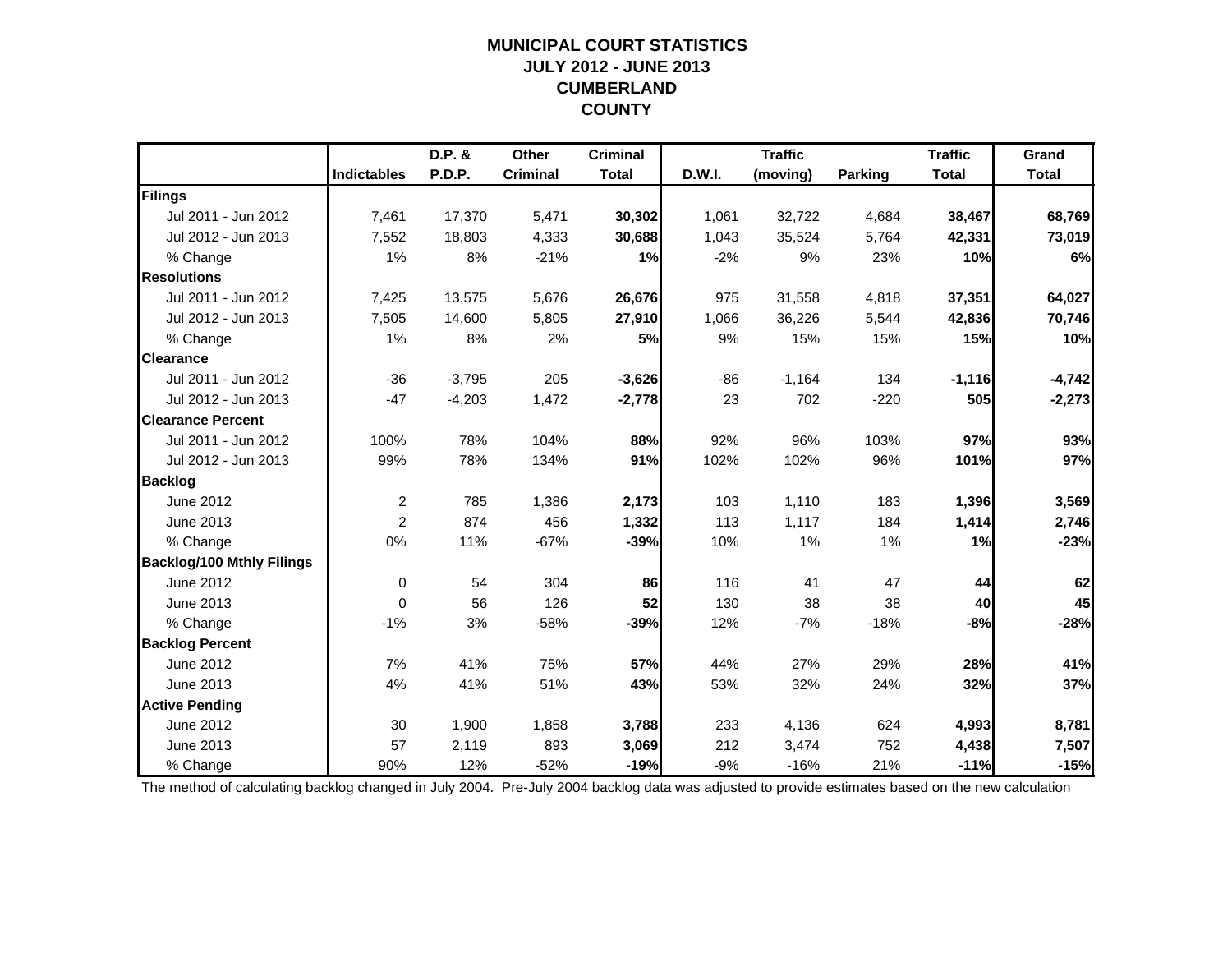# MUNICIPAL COURT STATISTICS
## JULY 2012 - JUNE 2013
## CUMBERLAND COUNTY

| | Indictables | D.P. & P.D.P. | Other Criminal | Criminal Total | D.W.I. | Traffic (moving) | Parking | Traffic Total | Grand Total |
|---|---|---|---|---|---|---|---|---|---|
| **Filings** | | | | | | | | | |
| Jul 2011 - Jun 2012 | 7,461 | 17,370 | 5,471 | **30,302** | 1,061 | 32,722 | 4,684 | **38,467** | **68,769** |
| Jul 2012 - Jun 2013 | 7,552 | 18,803 | 4,333 | **30,688** | 1,043 | 35,524 | 5,764 | **42,331** | **73,019** |
| % Change | 1% | 8% | -21% | **1%** | -2% | 9% | 23% | **10%** | **6%** |
| **Resolutions** | | | | | | | | | |
| Jul 2011 - Jun 2012 | 7,425 | 13,575 | 5,676 | **26,676** | 975 | 31,558 | 4,818 | **37,351** | **64,027** |
| Jul 2012 - Jun 2013 | 7,505 | 14,600 | 5,805 | **27,910** | 1,066 | 36,226 | 5,544 | **42,836** | **70,746** |
| % Change | 1% | 8% | 2% | **5%** | 9% | 15% | 15% | **15%** | **10%** |
| **Clearance** | | | | | | | | | |
| Jul 2011 - Jun 2012 | -36 | -3,795 | 205 | **-3,626** | -86 | -1,164 | 134 | **-1,116** | **-4,742** |
| Jul 2012 - Jun 2013 | -47 | -4,203 | 1,472 | **-2,778** | 23 | 702 | -220 | **505** | **-2,273** |
| **Clearance Percent** | | | | | | | | | |
| Jul 2011 - Jun 2012 | 100% | 78% | 104% | **88%** | 92% | 96% | 103% | **97%** | **93%** |
| Jul 2012 - Jun 2013 | 99% | 78% | 134% | **91%** | 102% | 102% | 96% | **101%** | **97%** |
| **Backlog** | | | | | | | | | |
| June 2012 | 2 | 785 | 1,386 | **2,173** | 103 | 1,110 | 183 | **1,396** | **3,569** |
| June 2013 | 2 | 874 | 456 | **1,332** | 113 | 1,117 | 184 | **1,414** | **2,746** |
| % Change | 0% | 11% | -67% | **-39%** | 10% | 1% | 1% | **1%** | **-23%** |
| **Backlog/100 Mthly Filings** | | | | | | | | | |
| June 2012 | 0 | 54 | 304 | **86** | 116 | 41 | 47 | **44** | **62** |
| June 2013 | 0 | 56 | 126 | **52** | 130 | 38 | 38 | **40** | **45** |
| % Change | -1% | 3% | -58% | **-39%** | 12% | -7% | -18% | **-8%** | **-28%** |
| **Backlog Percent** | | | | | | | | | |
| June 2012 | 7% | 41% | 75% | **57%** | 44% | 27% | 29% | **28%** | **41%** |
| June 2013 | 4% | 41% | 51% | **43%** | 53% | 32% | 24% | **32%** | **37%** |
| **Active Pending** | | | | | | | | | |
| June 2012 | 30 | 1,900 | 1,858 | **3,788** | 233 | 4,136 | 624 | **4,993** | **8,781** |
| June 2013 | 57 | 2,119 | 893 | **3,069** | 212 | 3,474 | 752 | **4,438** | **7,507** |
| % Change | 90% | 12% | -52% | **-19%** | -9% | -16% | 21% | **-11%** | **-15%** |

The method of calculating backlog changed in July 2004. Pre-July 2004 backlog data was adjusted to provide estimates based on the new calculation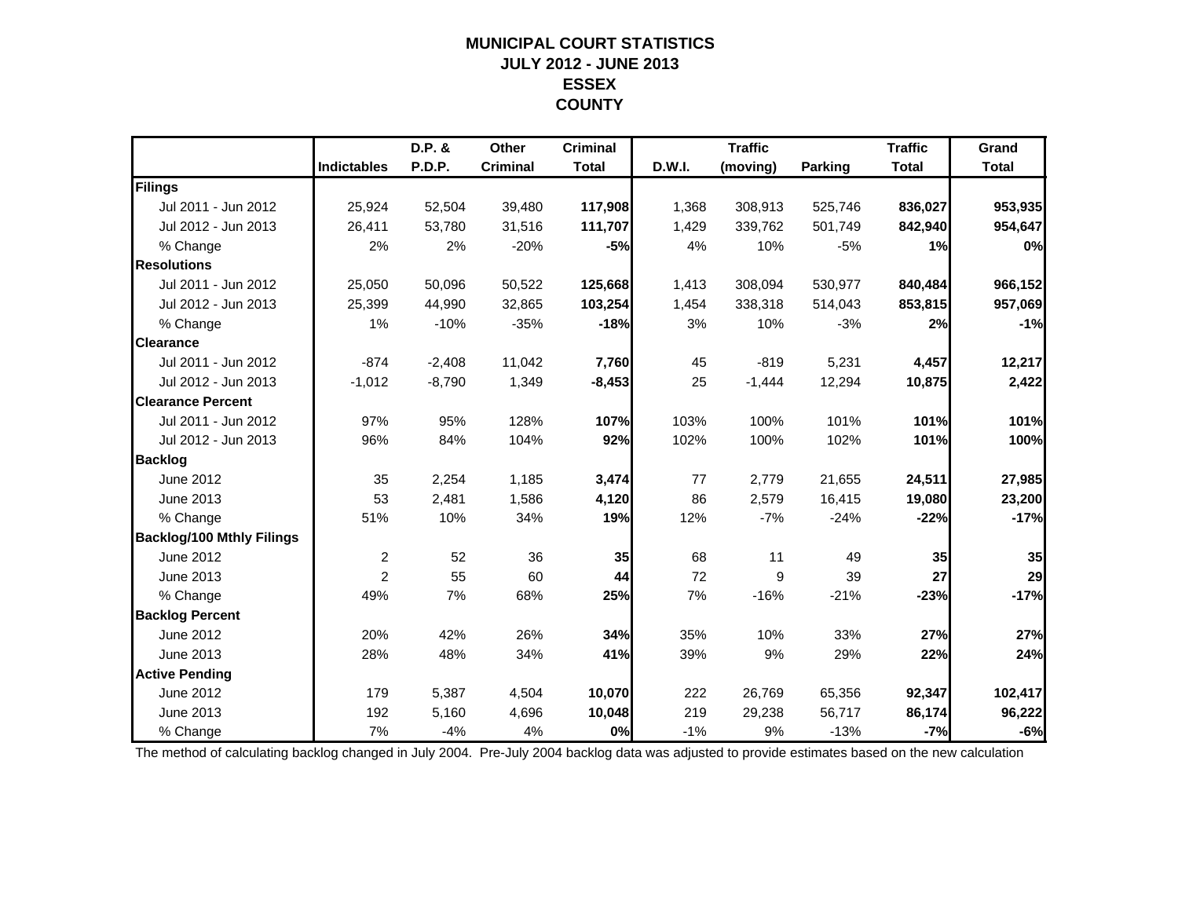# MUNICIPAL COURT STATISTICS
## JULY 2012 - JUNE 2013
## ESSEX COUNTY

| | Indictables | D.P. & P.D.P. | Other Criminal | Criminal Total | D.W.I. | Traffic (moving) | Parking | Traffic Total | Grand Total |
|---|---|---|---|---|---|---|---|---|---|
| **Filings** | | | | | | | | | |
| Jul 2011 - Jun 2012 | 25,924 | 52,504 | 39,480 | **117,908** | 1,368 | 308,913 | 525,746 | **836,027** | **953,935** |
| Jul 2012 - Jun 2013 | 26,411 | 53,780 | 31,516 | **111,707** | 1,429 | 339,762 | 501,749 | **842,940** | **954,647** |
| % Change | 2% | 2% | -20% | **-5%** | 4% | 10% | -5% | **1%** | **0%** |
| **Resolutions** | | | | | | | | | |
| Jul 2011 - Jun 2012 | 25,050 | 50,096 | 50,522 | **125,668** | 1,413 | 308,094 | 530,977 | **840,484** | **966,152** |
| Jul 2012 - Jun 2013 | 25,399 | 44,990 | 32,865 | **103,254** | 1,454 | 338,318 | 514,043 | **853,815** | **957,069** |
| % Change | 1% | -10% | -35% | **-18%** | 3% | 10% | -3% | **2%** | **-1%** |
| **Clearance** | | | | | | | | | |
| Jul 2011 - Jun 2012 | -874 | -2,408 | 11,042 | **7,760** | 45 | -819 | 5,231 | **4,457** | **12,217** |
| Jul 2012 - Jun 2013 | -1,012 | -8,790 | 1,349 | **-8,453** | 25 | -1,444 | 12,294 | **10,875** | **2,422** |
| **Clearance Percent** | | | | | | | | | |
| Jul 2011 - Jun 2012 | 97% | 95% | 128% | **107%** | 103% | 100% | 101% | **101%** | **101%** |
| Jul 2012 - Jun 2013 | 96% | 84% | 104% | **92%** | 102% | 100% | 102% | **101%** | **100%** |
| **Backlog** | | | | | | | | | |
| June 2012 | 35 | 2,254 | 1,185 | **3,474** | 77 | 2,779 | 21,655 | **24,511** | **27,985** |
| June 2013 | 53 | 2,481 | 1,586 | **4,120** | 86 | 2,579 | 16,415 | **19,080** | **23,200** |
| % Change | 51% | 10% | 34% | **19%** | 12% | -7% | -24% | **-22%** | **-17%** |
| **Backlog/100 Mthly Filings** | | | | | | | | | |
| June 2012 | 2 | 52 | 36 | **35** | 68 | 11 | 49 | **35** | **35** |
| June 2013 | 2 | 55 | 60 | **44** | 72 | 9 | 39 | **27** | **29** |
| % Change | 49% | 7% | 68% | **25%** | 7% | -16% | -21% | **-23%** | **-17%** |
| **Backlog Percent** | | | | | | | | | |
| June 2012 | 20% | 42% | 26% | **34%** | 35% | 10% | 33% | **27%** | **27%** |
| June 2013 | 28% | 48% | 34% | **41%** | 39% | 9% | 29% | **22%** | **24%** |
| **Active Pending** | | | | | | | | | |
| June 2012 | 179 | 5,387 | 4,504 | **10,070** | 222 | 26,769 | 65,356 | **92,347** | **102,417** |
| June 2013 | 192 | 5,160 | 4,696 | **10,048** | 219 | 29,238 | 56,717 | **86,174** | **96,222** |
| % Change | 7% | -4% | 4% | **0%** | -1% | 9% | -13% | **-7%** | **-6%** |

The method of calculating backlog changed in July 2004. Pre-July 2004 backlog data was adjusted to provide estimates based on the new calculation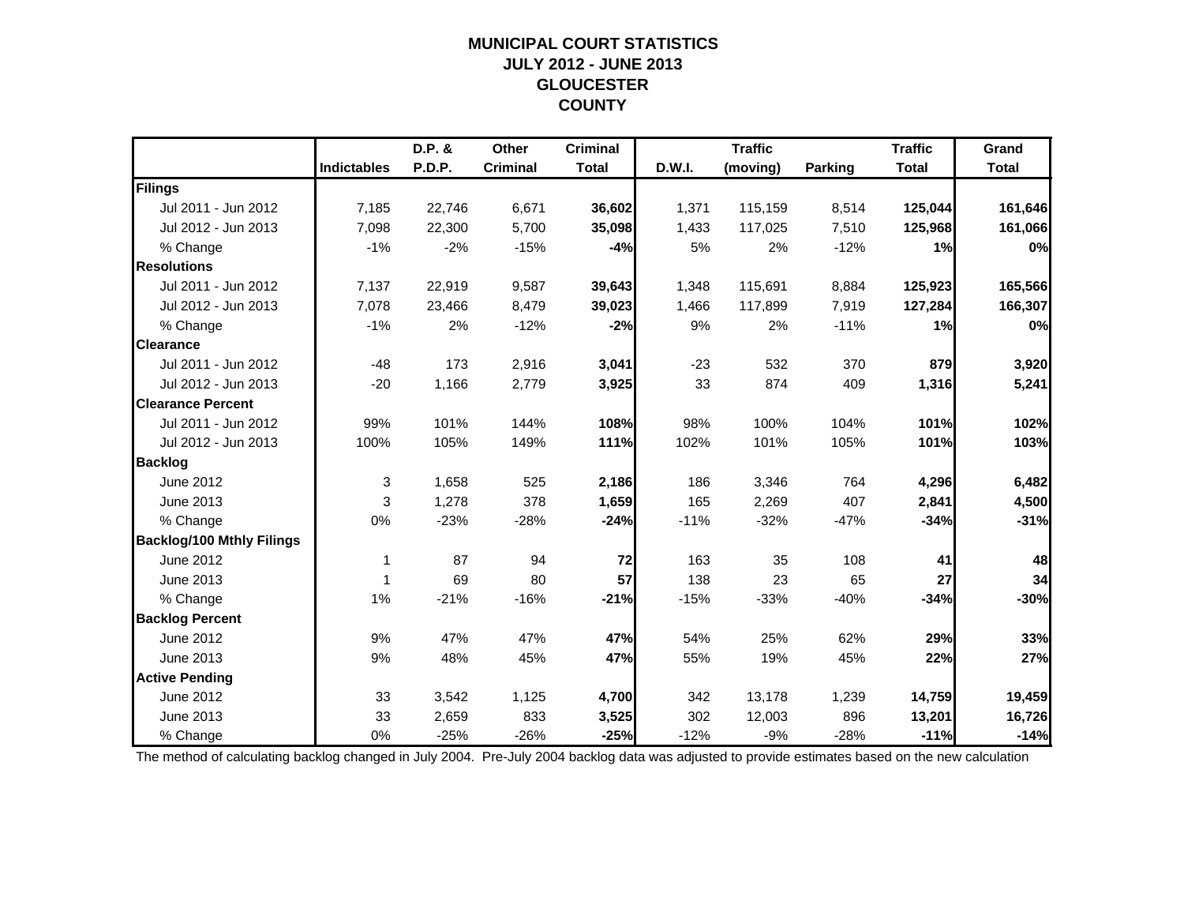# MUNICIPAL COURT STATISTICS
## JULY 2012 - JUNE 2013
## GLOUCESTER
## COUNTY

| | Indictables | D.P. & P.D.P. | Other Criminal | Criminal Total | D.W.I. | Traffic (moving) | Parking | Traffic Total | Grand Total |
|---|---|---|---|---|---|---|---|---|---|
| **Filings** | | | | | | | | | |
| Jul 2011 - Jun 2012 | 7,185 | 22,746 | 6,671 | **36,602** | 1,371 | 115,159 | 8,514 | **125,044** | **161,646** |
| Jul 2012 - Jun 2013 | 7,098 | 22,300 | 5,700 | **35,098** | 1,433 | 117,025 | 7,510 | **125,968** | **161,066** |
| % Change | -1% | -2% | -15% | **-4%** | 5% | 2% | -12% | **1%** | **0%** |
| **Resolutions** | | | | | | | | | |
| Jul 2011 - Jun 2012 | 7,137 | 22,919 | 9,587 | **39,643** | 1,348 | 115,691 | 8,884 | **125,923** | **165,566** |
| Jul 2012 - Jun 2013 | 7,078 | 23,466 | 8,479 | **39,023** | 1,466 | 117,899 | 7,919 | **127,284** | **166,307** |
| % Change | -1% | 2% | -12% | **-2%** | 9% | 2% | -11% | **1%** | **0%** |
| **Clearance** | | | | | | | | | |
| Jul 2011 - Jun 2012 | -48 | 173 | 2,916 | **3,041** | -23 | 532 | 370 | **879** | **3,920** |
| Jul 2012 - Jun 2013 | -20 | 1,166 | 2,779 | **3,925** | 33 | 874 | 409 | **1,316** | **5,241** |
| **Clearance Percent** | | | | | | | | | |
| Jul 2011 - Jun 2012 | 99% | 101% | 144% | **108%** | 98% | 100% | 104% | **101%** | **102%** |
| Jul 2012 - Jun 2013 | 100% | 105% | 149% | **111%** | 102% | 101% | 105% | **101%** | **103%** |
| **Backlog** | | | | | | | | | |
| June 2012 | 3 | 1,658 | 525 | **2,186** | 186 | 3,346 | 764 | **4,296** | **6,482** |
| June 2013 | 3 | 1,278 | 378 | **1,659** | 165 | 2,269 | 407 | **2,841** | **4,500** |
| % Change | 0% | -23% | -28% | **-24%** | -11% | -32% | -47% | **-34%** | **-31%** |
| **Backlog/100 Mthly Filings** | | | | | | | | | |
| June 2012 | 1 | 87 | 94 | **72** | 163 | 35 | 108 | **41** | **48** |
| June 2013 | 1 | 69 | 80 | **57** | 138 | 23 | 65 | **27** | **34** |
| % Change | 1% | -21% | -16% | **-21%** | -15% | -33% | -40% | **-34%** | **-30%** |
| **Backlog Percent** | | | | | | | | | |
| June 2012 | 9% | 47% | 47% | **47%** | 54% | 25% | 62% | **29%** | **33%** |
| June 2013 | 9% | 48% | 45% | **47%** | 55% | 19% | 45% | **22%** | **27%** |
| **Active Pending** | | | | | | | | | |
| June 2012 | 33 | 3,542 | 1,125 | **4,700** | 342 | 13,178 | 1,239 | **14,759** | **19,459** |
| June 2013 | 33 | 2,659 | 833 | **3,525** | 302 | 12,003 | 896 | **13,201** | **16,726** |
| % Change | 0% | -25% | -26% | **-25%** | -12% | -9% | -28% | **-11%** | **-14%** |

The method of calculating backlog changed in July 2004. Pre-July 2004 backlog data was adjusted to provide estimates based on the new calculation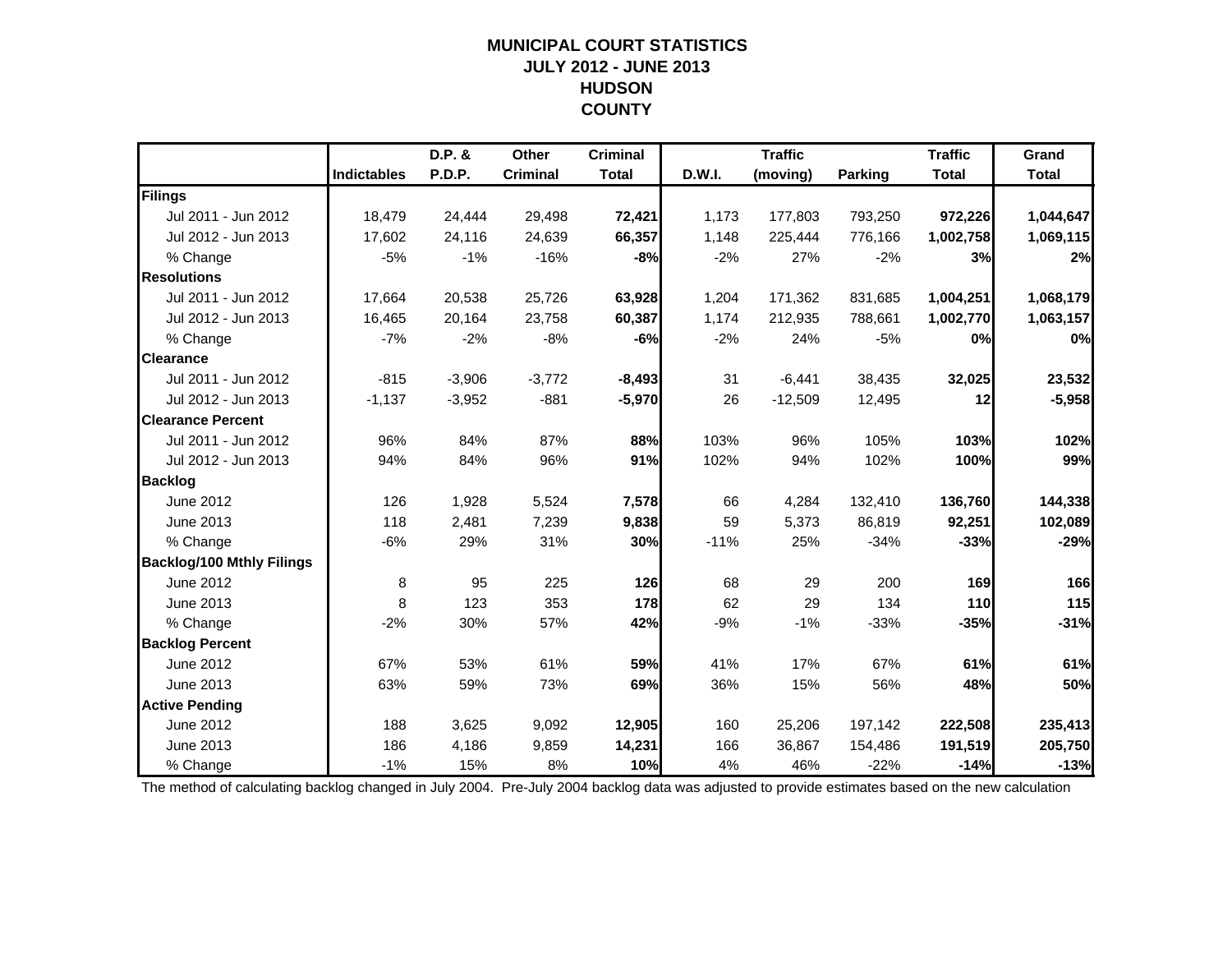# MUNICIPAL COURT STATISTICS
## JULY 2012 - JUNE 2013
## HUDSON COUNTY

| | Indictables | D.P. & P.D.P. | Other Criminal | Criminal Total | D.W.I. | Traffic (moving) | Parking | Traffic Total | Grand Total |
|---|---|---|---|---|---|---|---|---|---|
| **Filings** | | | | | | | | | |
| Jul 2011 - Jun 2012 | 18,479 | 24,444 | 29,498 | **72,421** | 1,173 | 177,803 | 793,250 | **972,226** | **1,044,647** |
| Jul 2012 - Jun 2013 | 17,602 | 24,116 | 24,639 | **66,357** | 1,148 | 225,444 | 776,166 | **1,002,758** | **1,069,115** |
| % Change | -5% | -1% | -16% | **-8%** | -2% | 27% | -2% | **3%** | **2%** |
| **Resolutions** | | | | | | | | | |
| Jul 2011 - Jun 2012 | 17,664 | 20,538 | 25,726 | **63,928** | 1,204 | 171,362 | 831,685 | **1,004,251** | **1,068,179** |
| Jul 2012 - Jun 2013 | 16,465 | 20,164 | 23,758 | **60,387** | 1,174 | 212,935 | 788,661 | **1,002,770** | **1,063,157** |
| % Change | -7% | -2% | -8% | **-6%** | -2% | 24% | -5% | **0%** | **0%** |
| **Clearance** | | | | | | | | | |
| Jul 2011 - Jun 2012 | -815 | -3,906 | -3,772 | **-8,493** | 31 | -6,441 | 38,435 | **32,025** | **23,532** |
| Jul 2012 - Jun 2013 | -1,137 | -3,952 | -881 | **-5,970** | 26 | -12,509 | 12,495 | **12** | **-5,958** |
| **Clearance Percent** | | | | | | | | | |
| Jul 2011 - Jun 2012 | 96% | 84% | 87% | **88%** | 103% | 96% | 105% | **103%** | **102%** |
| Jul 2012 - Jun 2013 | 94% | 84% | 96% | **91%** | 102% | 94% | 102% | **100%** | **99%** |
| **Backlog** | | | | | | | | | |
| June 2012 | 126 | 1,928 | 5,524 | **7,578** | 66 | 4,284 | 132,410 | **136,760** | **144,338** |
| June 2013 | 118 | 2,481 | 7,239 | **9,838** | 59 | 5,373 | 86,819 | **92,251** | **102,089** |
| % Change | -6% | 29% | 31% | **30%** | -11% | 25% | -34% | **-33%** | **-29%** |
| **Backlog/100 Mthly Filings** | | | | | | | | | |
| June 2012 | 8 | 95 | 225 | **126** | 68 | 29 | 200 | **169** | **166** |
| June 2013 | 8 | 123 | 353 | **178** | 62 | 29 | 134 | **110** | **115** |
| % Change | -2% | 30% | 57% | **42%** | -9% | -1% | -33% | **-35%** | **-31%** |
| **Backlog Percent** | | | | | | | | | |
| June 2012 | 67% | 53% | 61% | **59%** | 41% | 17% | 67% | **61%** | **61%** |
| June 2013 | 63% | 59% | 73% | **69%** | 36% | 15% | 56% | **48%** | **50%** |
| **Active Pending** | | | | | | | | | |
| June 2012 | 188 | 3,625 | 9,092 | **12,905** | 160 | 25,206 | 197,142 | **222,508** | **235,413** |
| June 2013 | 186 | 4,186 | 9,859 | **14,231** | 166 | 36,867 | 154,486 | **191,519** | **205,750** |
| % Change | -1% | 15% | 8% | **10%** | 4% | 46% | -22% | **-14%** | **-13%** |

The method of calculating backlog changed in July 2004. Pre-July 2004 backlog data was adjusted to provide estimates based on the new calculation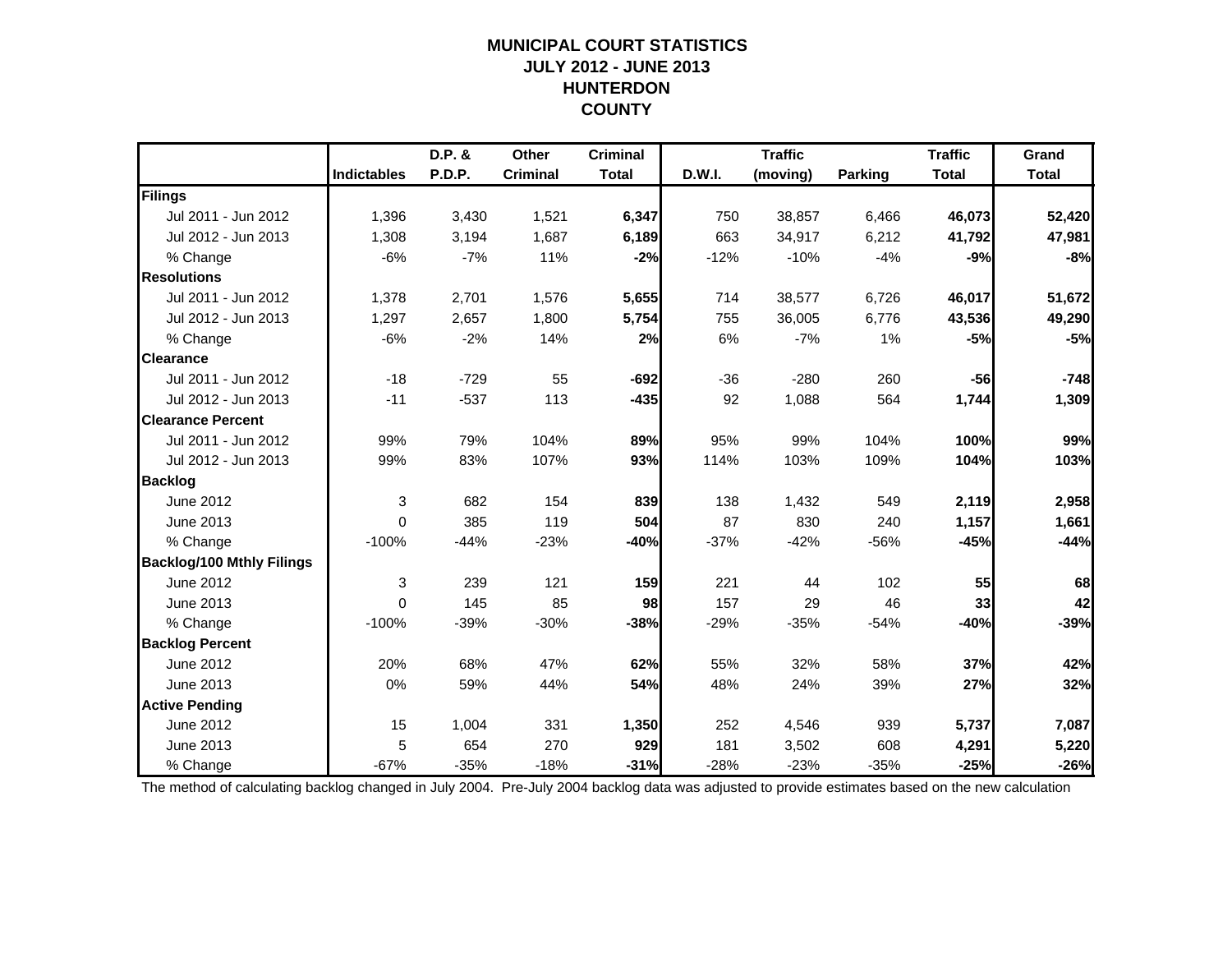# MUNICIPAL COURT STATISTICS
## JULY 2012 - JUNE 2013
## HUNTERDON
## COUNTY

| | Indictables | D.P. & P.D.P. | Other Criminal | Criminal Total | D.W.I. | Traffic (moving) | Parking | Traffic Total | Grand Total |
|---|---|---|---|---|---|---|---|---|---|
| **Filings** | | | | | | | | | |
| Jul 2011 - Jun 2012 | 1,396 | 3,430 | 1,521 | **6,347** | 750 | 38,857 | 6,466 | **46,073** | **52,420** |
| Jul 2012 - Jun 2013 | 1,308 | 3,194 | 1,687 | **6,189** | 663 | 34,917 | 6,212 | **41,792** | **47,981** |
| % Change | -6% | -7% | 11% | **-2%** | -12% | -10% | -4% | **-9%** | **-8%** |
| **Resolutions** | | | | | | | | | |
| Jul 2011 - Jun 2012 | 1,378 | 2,701 | 1,576 | **5,655** | 714 | 38,577 | 6,726 | **46,017** | **51,672** |
| Jul 2012 - Jun 2013 | 1,297 | 2,657 | 1,800 | **5,754** | 755 | 36,005 | 6,776 | **43,536** | **49,290** |
| % Change | -6% | -2% | 14% | **2%** | 6% | -7% | 1% | **-5%** | **-5%** |
| **Clearance** | | | | | | | | | |
| Jul 2011 - Jun 2012 | -18 | -729 | 55 | **-692** | -36 | -280 | 260 | **-56** | **-748** |
| Jul 2012 - Jun 2013 | -11 | -537 | 113 | **-435** | 92 | 1,088 | 564 | **1,744** | **1,309** |
| **Clearance Percent** | | | | | | | | | |
| Jul 2011 - Jun 2012 | 99% | 79% | 104% | **89%** | 95% | 99% | 104% | **100%** | **99%** |
| Jul 2012 - Jun 2013 | 99% | 83% | 107% | **93%** | 114% | 103% | 109% | **104%** | **103%** |
| **Backlog** | | | | | | | | | |
| June 2012 | 3 | 682 | 154 | **839** | 138 | 1,432 | 549 | **2,119** | **2,958** |
| June 2013 | 0 | 385 | 119 | **504** | 87 | 830 | 240 | **1,157** | **1,661** |
| % Change | -100% | -44% | -23% | **-40%** | -37% | -42% | -56% | **-45%** | **-44%** |
| **Backlog/100 Mthly Filings** | | | | | | | | | |
| June 2012 | 3 | 239 | 121 | **159** | 221 | 44 | 102 | **55** | **68** |
| June 2013 | 0 | 145 | 85 | **98** | 157 | 29 | 46 | **33** | **42** |
| % Change | -100% | -39% | -30% | **-38%** | -29% | -35% | -54% | **-40%** | **-39%** |
| **Backlog Percent** | | | | | | | | | |
| June 2012 | 20% | 68% | 47% | **62%** | 55% | 32% | 58% | **37%** | **42%** |
| June 2013 | 0% | 59% | 44% | **54%** | 48% | 24% | 39% | **27%** | **32%** |
| **Active Pending** | | | | | | | | | |
| June 2012 | 15 | 1,004 | 331 | **1,350** | 252 | 4,546 | 939 | **5,737** | **7,087** |
| June 2013 | 5 | 654 | 270 | **929** | 181 | 3,502 | 608 | **4,291** | **5,220** |
| % Change | -67% | -35% | -18% | **-31%** | -28% | -23% | -35% | **-25%** | **-26%** |

The method of calculating backlog changed in July 2004. Pre-July 2004 backlog data was adjusted to provide estimates based on the new calculation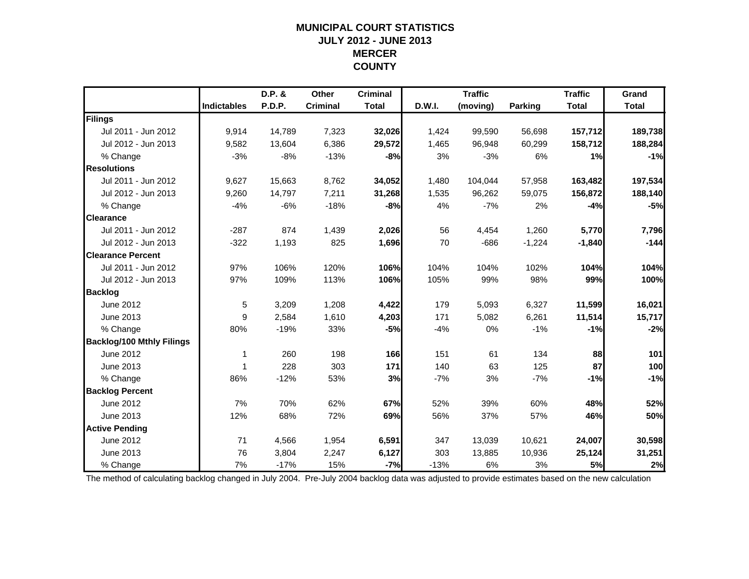# MUNICIPAL COURT STATISTICS
## JULY 2012 - JUNE 2013
## MERCER COUNTY

| | Indictables | D.P. & P.D.P. | Other Criminal | Criminal Total | D.W.I. | Traffic (moving) | Parking | Traffic Total | Grand Total |
|---|---|---|---|---|---|---|---|---|---|
| **Filings** | | | | | | | | | |
| Jul 2011 - Jun 2012 | 9,914 | 14,789 | 7,323 | **32,026** | 1,424 | 99,590 | 56,698 | **157,712** | **189,738** |
| Jul 2012 - Jun 2013 | 9,582 | 13,604 | 6,386 | **29,572** | 1,465 | 96,948 | 60,299 | **158,712** | **188,284** |
| % Change | -3% | -8% | -13% | **-8%** | 3% | -3% | 6% | **1%** | **-1%** |
| **Resolutions** | | | | | | | | | |
| Jul 2011 - Jun 2012 | 9,627 | 15,663 | 8,762 | **34,052** | 1,480 | 104,044 | 57,958 | **163,482** | **197,534** |
| Jul 2012 - Jun 2013 | 9,260 | 14,797 | 7,211 | **31,268** | 1,535 | 96,262 | 59,075 | **156,872** | **188,140** |
| % Change | -4% | -6% | -18% | **-8%** | 4% | -7% | 2% | **-4%** | **-5%** |
| **Clearance** | | | | | | | | | |
| Jul 2011 - Jun 2012 | -287 | 874 | 1,439 | **2,026** | 56 | 4,454 | 1,260 | **5,770** | **7,796** |
| Jul 2012 - Jun 2013 | -322 | 1,193 | 825 | **1,696** | 70 | -686 | -1,224 | **-1,840** | **-144** |
| **Clearance Percent** | | | | | | | | | |
| Jul 2011 - Jun 2012 | 97% | 106% | 120% | **106%** | 104% | 104% | 102% | **104%** | **104%** |
| Jul 2012 - Jun 2013 | 97% | 109% | 113% | **106%** | 105% | 99% | 98% | **99%** | **100%** |
| **Backlog** | | | | | | | | | |
| June 2012 | 5 | 3,209 | 1,208 | **4,422** | 179 | 5,093 | 6,327 | **11,599** | **16,021** |
| June 2013 | 9 | 2,584 | 1,610 | **4,203** | 171 | 5,082 | 6,261 | **11,514** | **15,717** |
| % Change | 80% | -19% | 33% | **-5%** | -4% | 0% | -1% | **-1%** | **-2%** |
| **Backlog/100 Mthly Filings** | | | | | | | | | |
| June 2012 | 1 | 260 | 198 | **166** | 151 | 61 | 134 | **88** | **101** |
| June 2013 | 1 | 228 | 303 | **171** | 140 | 63 | 125 | **87** | **100** |
| % Change | 86% | -12% | 53% | **3%** | -7% | 3% | -7% | **-1%** | **-1%** |
| **Backlog Percent** | | | | | | | | | |
| June 2012 | 7% | 70% | 62% | **67%** | 52% | 39% | 60% | **48%** | **52%** |
| June 2013 | 12% | 68% | 72% | **69%** | 56% | 37% | 57% | **46%** | **50%** |
| **Active Pending** | | | | | | | | | |
| June 2012 | 71 | 4,566 | 1,954 | **6,591** | 347 | 13,039 | 10,621 | **24,007** | **30,598** |
| June 2013 | 76 | 3,804 | 2,247 | **6,127** | 303 | 13,885 | 10,936 | **25,124** | **31,251** |
| % Change | 7% | -17% | 15% | **-7%** | -13% | 6% | 3% | **5%** | **2%** |

The method of calculating backlog changed in July 2004. Pre-July 2004 backlog data was adjusted to provide estimates based on the new calculation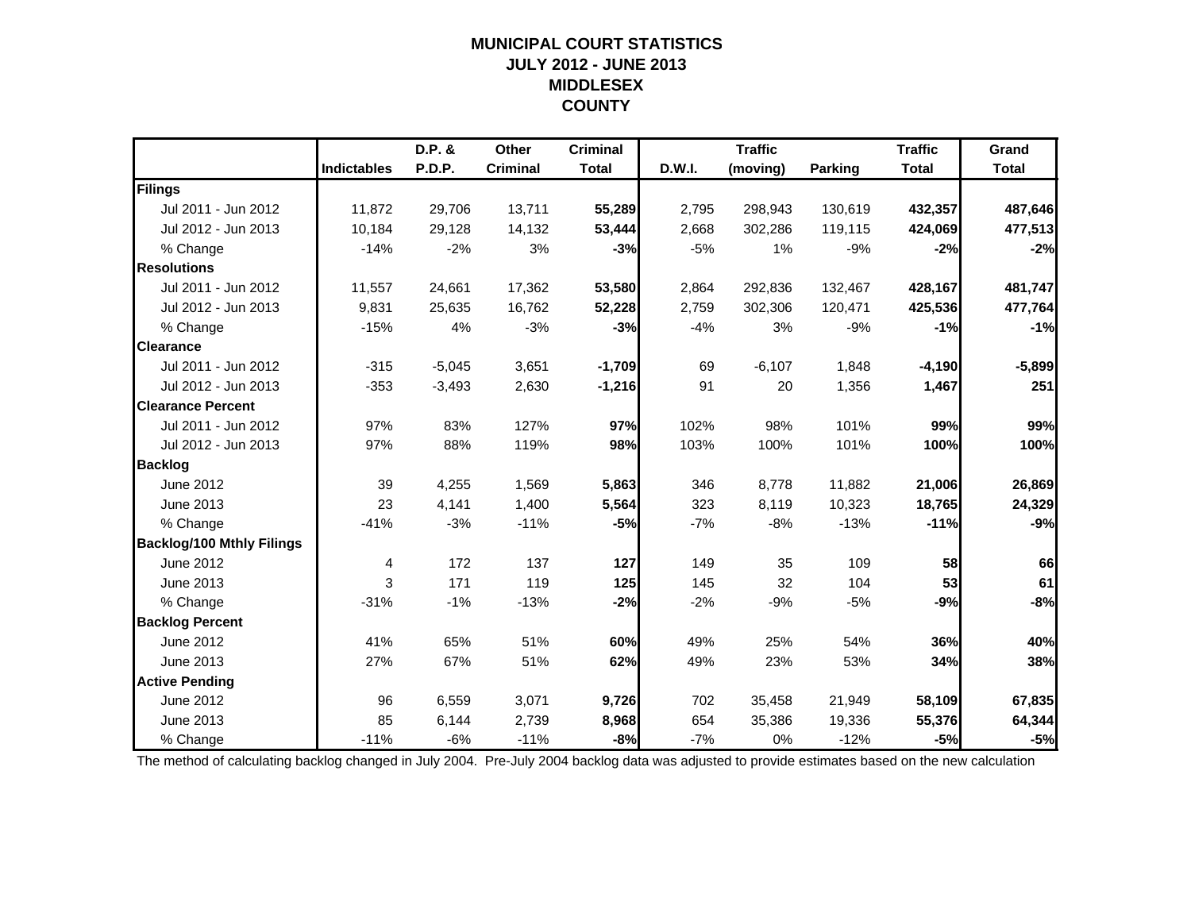# MUNICIPAL COURT STATISTICS
## JULY 2012 - JUNE 2013
## MIDDLESEX
## COUNTY

| | Indictables | D.P. & P.D.P. | Other Criminal | Criminal Total | D.W.I. | Traffic (moving) | Parking | Traffic Total | Grand Total |
|---|---|---|---|---|---|---|---|---|---|
| **Filings** | | | | | | | | | |
| Jul 2011 - Jun 2012 | 11,872 | 29,706 | 13,711 | **55,289** | 2,795 | 298,943 | 130,619 | **432,357** | **487,646** |
| Jul 2012 - Jun 2013 | 10,184 | 29,128 | 14,132 | **53,444** | 2,668 | 302,286 | 119,115 | **424,069** | **477,513** |
| % Change | -14% | -2% | 3% | **-3%** | -5% | 1% | -9% | **-2%** | **-2%** |
| **Resolutions** | | | | | | | | | |
| Jul 2011 - Jun 2012 | 11,557 | 24,661 | 17,362 | **53,580** | 2,864 | 292,836 | 132,467 | **428,167** | **481,747** |
| Jul 2012 - Jun 2013 | 9,831 | 25,635 | 16,762 | **52,228** | 2,759 | 302,306 | 120,471 | **425,536** | **477,764** |
| % Change | -15% | 4% | -3% | **-3%** | -4% | 3% | -9% | **-1%** | **-1%** |
| **Clearance** | | | | | | | | | |
| Jul 2011 - Jun 2012 | -315 | -5,045 | 3,651 | **-1,709** | 69 | -6,107 | 1,848 | **-4,190** | **-5,899** |
| Jul 2012 - Jun 2013 | -353 | -3,493 | 2,630 | **-1,216** | 91 | 20 | 1,356 | **1,467** | **251** |
| **Clearance Percent** | | | | | | | | | |
| Jul 2011 - Jun 2012 | 97% | 83% | 127% | **97%** | 102% | 98% | 101% | **99%** | **99%** |
| Jul 2012 - Jun 2013 | 97% | 88% | 119% | **98%** | 103% | 100% | 101% | **100%** | **100%** |
| **Backlog** | | | | | | | | | |
| June 2012 | 39 | 4,255 | 1,569 | **5,863** | 346 | 8,778 | 11,882 | **21,006** | **26,869** |
| June 2013 | 23 | 4,141 | 1,400 | **5,564** | 323 | 8,119 | 10,323 | **18,765** | **24,329** |
| % Change | -41% | -3% | -11% | **-5%** | -7% | -8% | -13% | **-11%** | **-9%** |
| **Backlog/100 Mthly Filings** | | | | | | | | | |
| June 2012 | 4 | 172 | 137 | **127** | 149 | 35 | 109 | **58** | **66** |
| June 2013 | 3 | 171 | 119 | **125** | 145 | 32 | 104 | **53** | **61** |
| % Change | -31% | -1% | -13% | **-2%** | -2% | -9% | -5% | **-9%** | **-8%** |
| **Backlog Percent** | | | | | | | | | |
| June 2012 | 41% | 65% | 51% | **60%** | 49% | 25% | 54% | **36%** | **40%** |
| June 2013 | 27% | 67% | 51% | **62%** | 49% | 23% | 53% | **34%** | **38%** |
| **Active Pending** | | | | | | | | | |
| June 2012 | 96 | 6,559 | 3,071 | **9,726** | 702 | 35,458 | 21,949 | **58,109** | **67,835** |
| June 2013 | 85 | 6,144 | 2,739 | **8,968** | 654 | 35,386 | 19,336 | **55,376** | **64,344** |
| % Change | -11% | -6% | -11% | **-8%** | -7% | 0% | -12% | **-5%** | **-5%** |

The method of calculating backlog changed in July 2004. Pre-July 2004 backlog data was adjusted to provide estimates based on the new calculation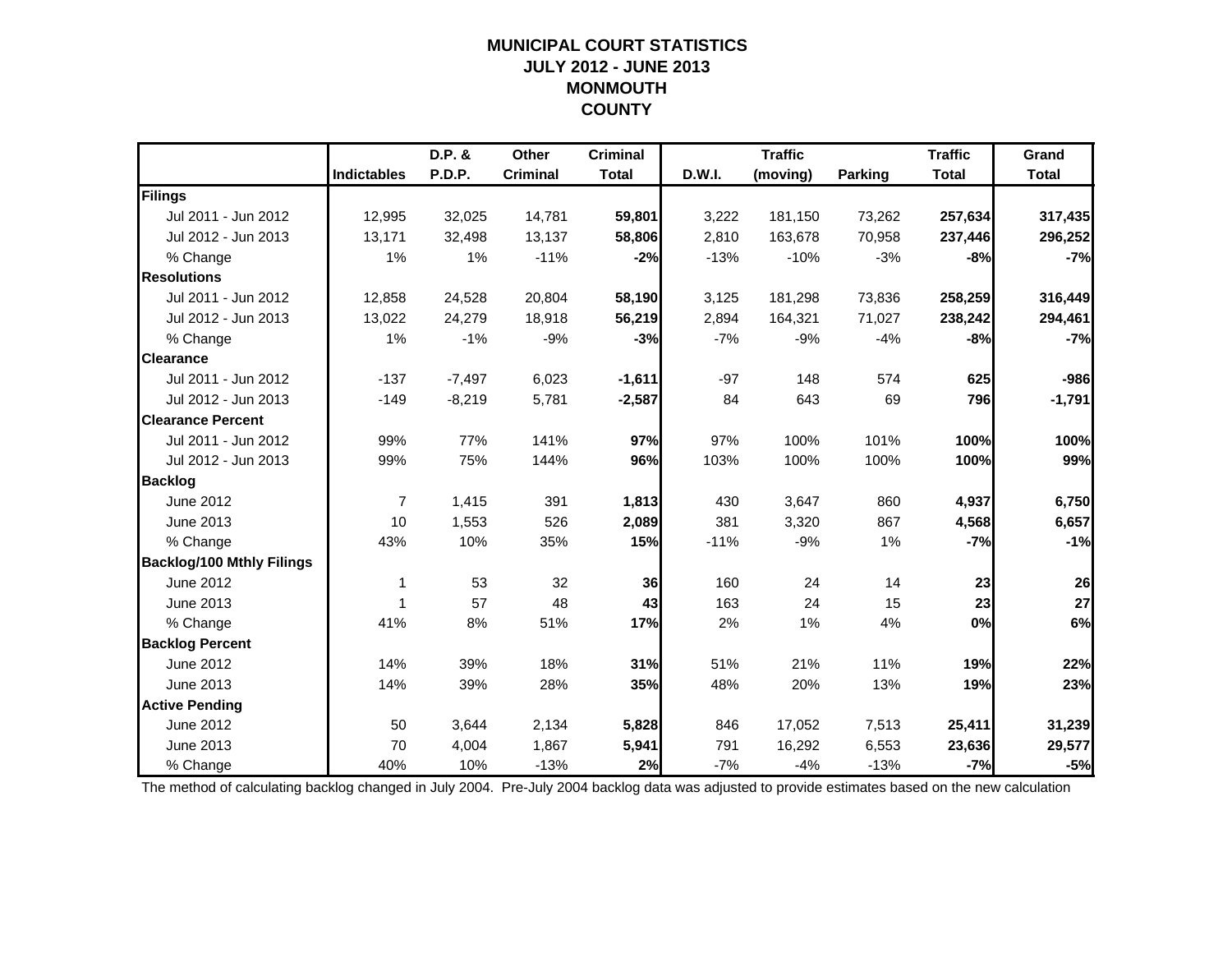# MUNICIPAL COURT STATISTICS
## JULY 2012 - JUNE 2013
## MONMOUTH COUNTY

| | Indictables | D.P. & P.D.P. | Other Criminal | Criminal Total | D.W.I. | Traffic (moving) | Parking | Traffic Total | Grand Total |
|---|---|---|---|---|---|---|---|---|---|
| **Filings** | | | | | | | | | |
| Jul 2011 - Jun 2012 | 12,995 | 32,025 | 14,781 | **59,801** | 3,222 | 181,150 | 73,262 | **257,634** | **317,435** |
| Jul 2012 - Jun 2013 | 13,171 | 32,498 | 13,137 | **58,806** | 2,810 | 163,678 | 70,958 | **237,446** | **296,252** |
| % Change | 1% | 1% | -11% | **-2%** | -13% | -10% | -3% | **-8%** | **-7%** |
| **Resolutions** | | | | | | | | | |
| Jul 2011 - Jun 2012 | 12,858 | 24,528 | 20,804 | **58,190** | 3,125 | 181,298 | 73,836 | **258,259** | **316,449** |
| Jul 2012 - Jun 2013 | 13,022 | 24,279 | 18,918 | **56,219** | 2,894 | 164,321 | 71,027 | **238,242** | **294,461** |
| % Change | 1% | -1% | -9% | **-3%** | -7% | -9% | -4% | **-8%** | **-7%** |
| **Clearance** | | | | | | | | | |
| Jul 2011 - Jun 2012 | -137 | -7,497 | 6,023 | **-1,611** | -97 | 148 | 574 | **625** | **-986** |
| Jul 2012 - Jun 2013 | -149 | -8,219 | 5,781 | **-2,587** | 84 | 643 | 69 | **796** | **-1,791** |
| **Clearance Percent** | | | | | | | | | |
| Jul 2011 - Jun 2012 | 99% | 77% | 141% | **97%** | 97% | 100% | 101% | **100%** | **100%** |
| Jul 2012 - Jun 2013 | 99% | 75% | 144% | **96%** | 103% | 100% | 100% | **100%** | **99%** |
| **Backlog** | | | | | | | | | |
| June 2012 | 7 | 1,415 | 391 | **1,813** | 430 | 3,647 | 860 | **4,937** | **6,750** |
| June 2013 | 10 | 1,553 | 526 | **2,089** | 381 | 3,320 | 867 | **4,568** | **6,657** |
| % Change | 43% | 10% | 35% | **15%** | -11% | -9% | 1% | **-7%** | **-1%** |
| **Backlog/100 Mthly Filings** | | | | | | | | | |
| June 2012 | 1 | 53 | 32 | **36** | 160 | 24 | 14 | **23** | **26** |
| June 2013 | 1 | 57 | 48 | **43** | 163 | 24 | 15 | **23** | **27** |
| % Change | 41% | 8% | 51% | **17%** | 2% | 1% | 4% | **0%** | **6%** |
| **Backlog Percent** | | | | | | | | | |
| June 2012 | 14% | 39% | 18% | **31%** | 51% | 21% | 11% | **19%** | **22%** |
| June 2013 | 14% | 39% | 28% | **35%** | 48% | 20% | 13% | **19%** | **23%** |
| **Active Pending** | | | | | | | | | |
| June 2012 | 50 | 3,644 | 2,134 | **5,828** | 846 | 17,052 | 7,513 | **25,411** | **31,239** |
| June 2013 | 70 | 4,004 | 1,867 | **5,941** | 791 | 16,292 | 6,553 | **23,636** | **29,577** |
| % Change | 40% | 10% | -13% | **2%** | -7% | -4% | -13% | **-7%** | **-5%** |

The method of calculating backlog changed in July 2004. Pre-July 2004 backlog data was adjusted to provide estimates based on the new calculation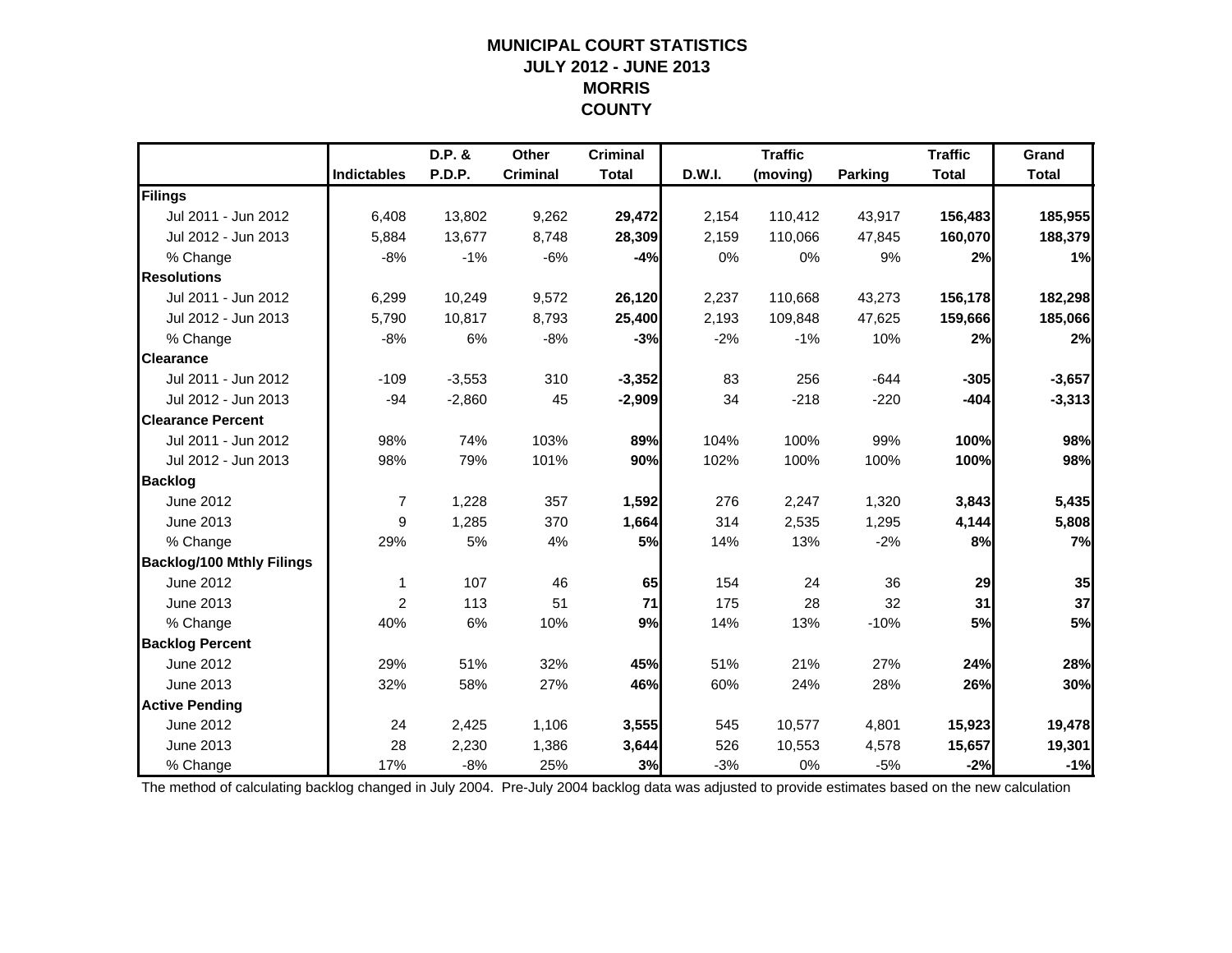# MUNICIPAL COURT STATISTICS
## JULY 2012 - JUNE 2013
## MORRIS COUNTY

| | Indictables | D.P. & P.D.P. | Other Criminal | Criminal Total | D.W.I. | Traffic (moving) | Parking | Traffic Total | Grand Total |
|---|---|---|---|---|---|---|---|---|---|
| **Filings** | | | | | | | | | |
| Jul 2011 - Jun 2012 | 6,408 | 13,802 | 9,262 | **29,472** | 2,154 | 110,412 | 43,917 | **156,483** | **185,955** |
| Jul 2012 - Jun 2013 | 5,884 | 13,677 | 8,748 | **28,309** | 2,159 | 110,066 | 47,845 | **160,070** | **188,379** |
| % Change | -8% | -1% | -6% | **-4%** | 0% | 0% | 9% | **2%** | **1%** |
| **Resolutions** | | | | | | | | | |
| Jul 2011 - Jun 2012 | 6,299 | 10,249 | 9,572 | **26,120** | 2,237 | 110,668 | 43,273 | **156,178** | **182,298** |
| Jul 2012 - Jun 2013 | 5,790 | 10,817 | 8,793 | **25,400** | 2,193 | 109,848 | 47,625 | **159,666** | **185,066** |
| % Change | -8% | 6% | -8% | **-3%** | -2% | -1% | 10% | **2%** | **2%** |
| **Clearance** | | | | | | | | | |
| Jul 2011 - Jun 2012 | -109 | -3,553 | 310 | **-3,352** | 83 | 256 | -644 | **-305** | **-3,657** |
| Jul 2012 - Jun 2013 | -94 | -2,860 | 45 | **-2,909** | 34 | -218 | -220 | **-404** | **-3,313** |
| **Clearance Percent** | | | | | | | | | |
| Jul 2011 - Jun 2012 | 98% | 74% | 103% | **89%** | 104% | 100% | 99% | **100%** | **98%** |
| Jul 2012 - Jun 2013 | 98% | 79% | 101% | **90%** | 102% | 100% | 100% | **100%** | **98%** |
| **Backlog** | | | | | | | | | |
| June 2012 | 7 | 1,228 | 357 | **1,592** | 276 | 2,247 | 1,320 | **3,843** | **5,435** |
| June 2013 | 9 | 1,285 | 370 | **1,664** | 314 | 2,535 | 1,295 | **4,144** | **5,808** |
| % Change | 29% | 5% | 4% | **5%** | 14% | 13% | -2% | **8%** | **7%** |
| **Backlog/100 Mthly Filings** | | | | | | | | | |
| June 2012 | 1 | 107 | 46 | **65** | 154 | 24 | 36 | **29** | **35** |
| June 2013 | 2 | 113 | 51 | **71** | 175 | 28 | 32 | **31** | **37** |
| % Change | 40% | 6% | 10% | **9%** | 14% | 13% | -10% | **5%** | **5%** |
| **Backlog Percent** | | | | | | | | | |
| June 2012 | 29% | 51% | 32% | **45%** | 51% | 21% | 27% | **24%** | **28%** |
| June 2013 | 32% | 58% | 27% | **46%** | 60% | 24% | 28% | **26%** | **30%** |
| **Active Pending** | | | | | | | | | |
| June 2012 | 24 | 2,425 | 1,106 | **3,555** | 545 | 10,577 | 4,801 | **15,923** | **19,478** |
| June 2013 | 28 | 2,230 | 1,386 | **3,644** | 526 | 10,553 | 4,578 | **15,657** | **19,301** |
| % Change | 17% | -8% | 25% | **3%** | -3% | 0% | -5% | **-2%** | **-1%** |

The method of calculating backlog changed in July 2004. Pre-July 2004 backlog data was adjusted to provide estimates based on the new calculation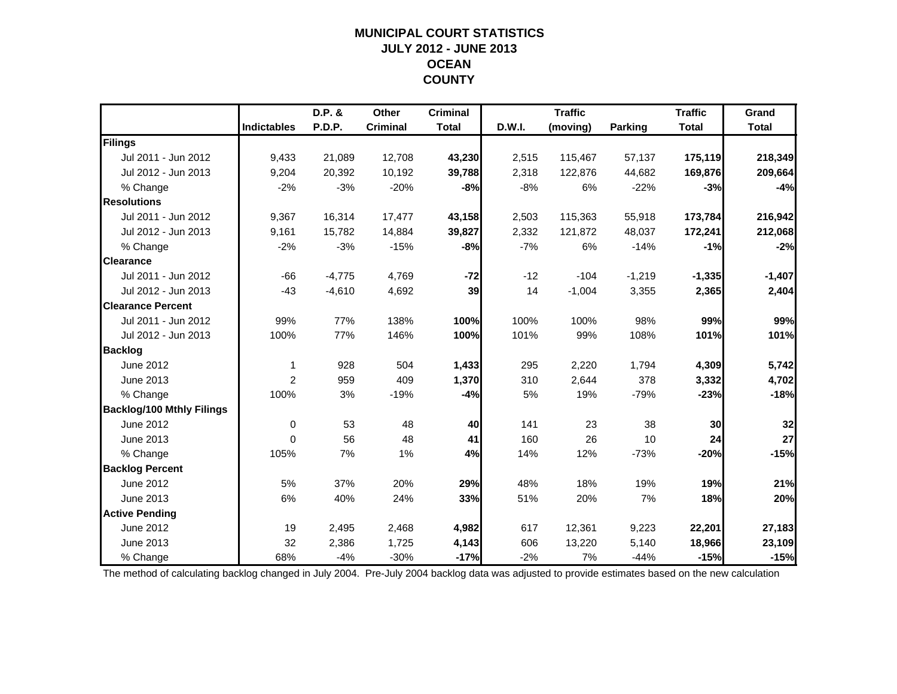# MUNICIPAL COURT STATISTICS
## JULY 2012 - JUNE 2013
## OCEAN
## COUNTY

| | Indictables | D.P. & P.D.P. | Other Criminal | Criminal Total | D.W.I. | Traffic (moving) | Parking | Traffic Total | Grand Total |
|---|---|---|---|---|---|---|---|---|---|
| **Filings** | | | | | | | | | |
| Jul 2011 - Jun 2012 | 9,433 | 21,089 | 12,708 | **43,230** | 2,515 | 115,467 | 57,137 | **175,119** | **218,349** |
| Jul 2012 - Jun 2013 | 9,204 | 20,392 | 10,192 | **39,788** | 2,318 | 122,876 | 44,682 | **169,876** | **209,664** |
| % Change | -2% | -3% | -20% | **-8%** | -8% | 6% | -22% | **-3%** | **-4%** |
| **Resolutions** | | | | | | | | | |
| Jul 2011 - Jun 2012 | 9,367 | 16,314 | 17,477 | **43,158** | 2,503 | 115,363 | 55,918 | **173,784** | **216,942** |
| Jul 2012 - Jun 2013 | 9,161 | 15,782 | 14,884 | **39,827** | 2,332 | 121,872 | 48,037 | **172,241** | **212,068** |
| % Change | -2% | -3% | -15% | **-8%** | -7% | 6% | -14% | **-1%** | **-2%** |
| **Clearance** | | | | | | | | | |
| Jul 2011 - Jun 2012 | -66 | -4,775 | 4,769 | **-72** | -12 | -104 | -1,219 | **-1,335** | **-1,407** |
| Jul 2012 - Jun 2013 | -43 | -4,610 | 4,692 | **39** | 14 | -1,004 | 3,355 | **2,365** | **2,404** |
| **Clearance Percent** | | | | | | | | | |
| Jul 2011 - Jun 2012 | 99% | 77% | 138% | **100%** | 100% | 100% | 98% | **99%** | **99%** |
| Jul 2012 - Jun 2013 | 100% | 77% | 146% | **100%** | 101% | 99% | 108% | **101%** | **101%** |
| **Backlog** | | | | | | | | | |
| June 2012 | 1 | 928 | 504 | **1,433** | 295 | 2,220 | 1,794 | **4,309** | **5,742** |
| June 2013 | 2 | 959 | 409 | **1,370** | 310 | 2,644 | 378 | **3,332** | **4,702** |
| % Change | 100% | 3% | -19% | **-4%** | 5% | 19% | -79% | **-23%** | **-18%** |
| **Backlog/100 Mthly Filings** | | | | | | | | | |
| June 2012 | 0 | 53 | 48 | **40** | 141 | 23 | 38 | **30** | **32** |
| June 2013 | 0 | 56 | 48 | **41** | 160 | 26 | 10 | **24** | **27** |
| % Change | 105% | 7% | 1% | **4%** | 14% | 12% | -73% | **-20%** | **-15%** |
| **Backlog Percent** | | | | | | | | | |
| June 2012 | 5% | 37% | 20% | **29%** | 48% | 18% | 19% | **19%** | **21%** |
| June 2013 | 6% | 40% | 24% | **33%** | 51% | 20% | 7% | **18%** | **20%** |
| **Active Pending** | | | | | | | | | |
| June 2012 | 19 | 2,495 | 2,468 | **4,982** | 617 | 12,361 | 9,223 | **22,201** | **27,183** |
| June 2013 | 32 | 2,386 | 1,725 | **4,143** | 606 | 13,220 | 5,140 | **18,966** | **23,109** |
| % Change | 68% | -4% | -30% | **-17%** | -2% | 7% | -44% | **-15%** | **-15%** |

The method of calculating backlog changed in July 2004. Pre-July 2004 backlog data was adjusted to provide estimates based on the new calculation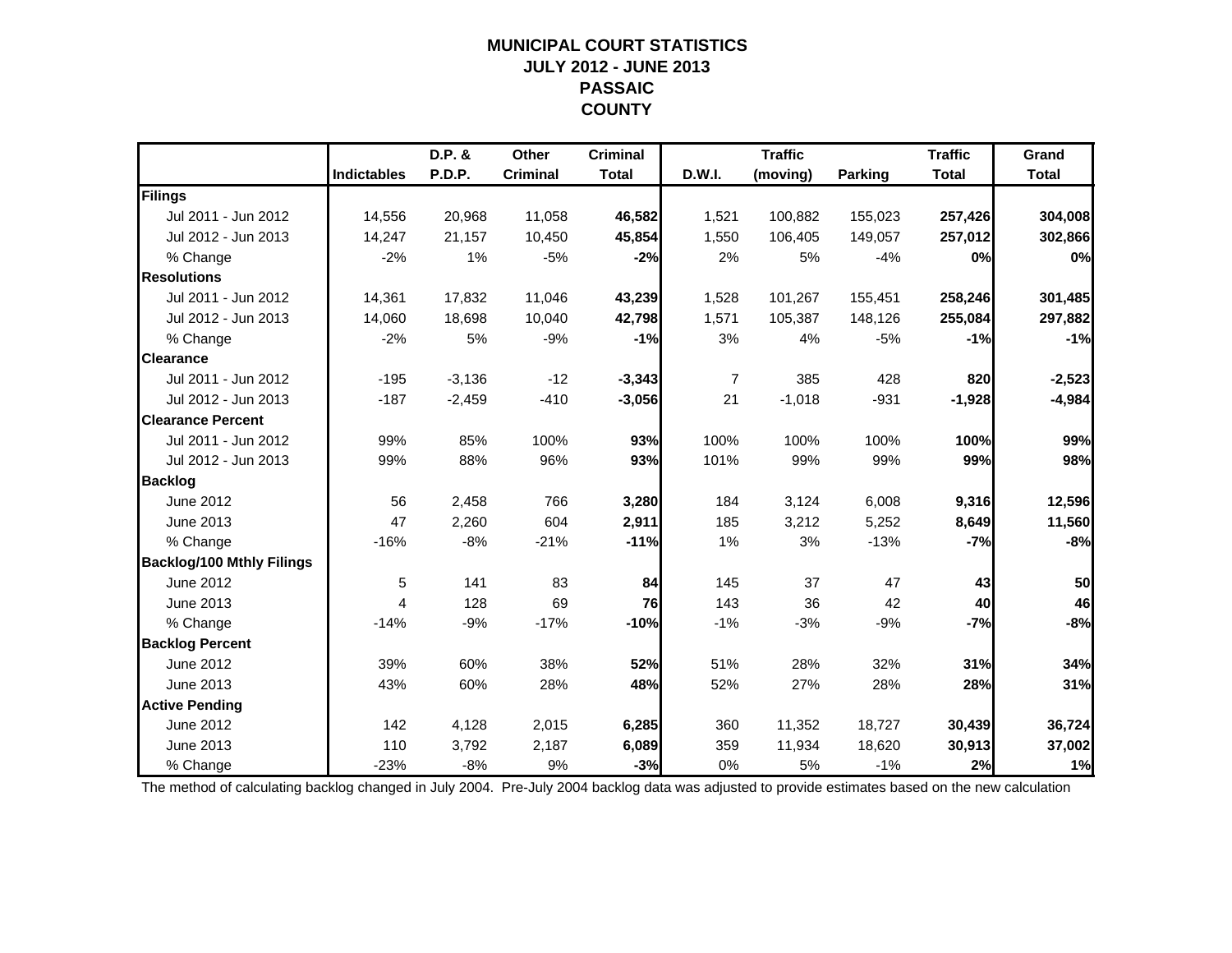# MUNICIPAL COURT STATISTICS
# JULY 2012 - JUNE 2013
# PASSAIC
# COUNTY

| | Indictables | D.P. & P.D.P. | Other Criminal | Criminal Total | D.W.I. | Traffic (moving) | Parking | Traffic Total | Grand Total |
|---|---|---|---|---|---|---|---|---|---|
| **Filings** | | | | | | | | | |
| Jul 2011 - Jun 2012 | 14,556 | 20,968 | 11,058 | **46,582** | 1,521 | 100,882 | 155,023 | **257,426** | **304,008** |
| Jul 2012 - Jun 2013 | 14,247 | 21,157 | 10,450 | **45,854** | 1,550 | 106,405 | 149,057 | **257,012** | **302,866** |
| % Change | -2% | 1% | -5% | **-2%** | 2% | 5% | -4% | **0%** | **0%** |
| **Resolutions** | | | | | | | | | |
| Jul 2011 - Jun 2012 | 14,361 | 17,832 | 11,046 | **43,239** | 1,528 | 101,267 | 155,451 | **258,246** | **301,485** |
| Jul 2012 - Jun 2013 | 14,060 | 18,698 | 10,040 | **42,798** | 1,571 | 105,387 | 148,126 | **255,084** | **297,882** |
| % Change | -2% | 5% | -9% | **-1%** | 3% | 4% | -5% | **-1%** | **-1%** |
| **Clearance** | | | | | | | | | |
| Jul 2011 - Jun 2012 | -195 | -3,136 | -12 | **-3,343** | 7 | 385 | 428 | **820** | **-2,523** |
| Jul 2012 - Jun 2013 | -187 | -2,459 | -410 | **-3,056** | 21 | -1,018 | -931 | **-1,928** | **-4,984** |
| **Clearance Percent** | | | | | | | | | |
| Jul 2011 - Jun 2012 | 99% | 85% | 100% | **93%** | 100% | 100% | 100% | **100%** | **99%** |
| Jul 2012 - Jun 2013 | 99% | 88% | 96% | **93%** | 101% | 99% | 99% | **99%** | **98%** |
| **Backlog** | | | | | | | | | |
| June 2012 | 56 | 2,458 | 766 | **3,280** | 184 | 3,124 | 6,008 | **9,316** | **12,596** |
| June 2013 | 47 | 2,260 | 604 | **2,911** | 185 | 3,212 | 5,252 | **8,649** | **11,560** |
| % Change | -16% | -8% | -21% | **-11%** | 1% | 3% | -13% | **-7%** | **-8%** |
| **Backlog/100 Mthly Filings** | | | | | | | | | |
| June 2012 | 5 | 141 | 83 | **84** | 145 | 37 | 47 | **43** | **50** |
| June 2013 | 4 | 128 | 69 | **76** | 143 | 36 | 42 | **40** | **46** |
| % Change | -14% | -9% | -17% | **-10%** | -1% | -3% | -9% | **-7%** | **-8%** |
| **Backlog Percent** | | | | | | | | | |
| June 2012 | 39% | 60% | 38% | **52%** | 51% | 28% | 32% | **31%** | **34%** |
| June 2013 | 43% | 60% | 28% | **48%** | 52% | 27% | 28% | **28%** | **31%** |
| **Active Pending** | | | | | | | | | |
| June 2012 | 142 | 4,128 | 2,015 | **6,285** | 360 | 11,352 | 18,727 | **30,439** | **36,724** |
| June 2013 | 110 | 3,792 | 2,187 | **6,089** | 359 | 11,934 | 18,620 | **30,913** | **37,002** |
| % Change | -23% | -8% | 9% | **-3%** | 0% | 5% | -1% | **2%** | **1%** |

The method of calculating backlog changed in July 2004. Pre-July 2004 backlog data was adjusted to provide estimates based on the new calculation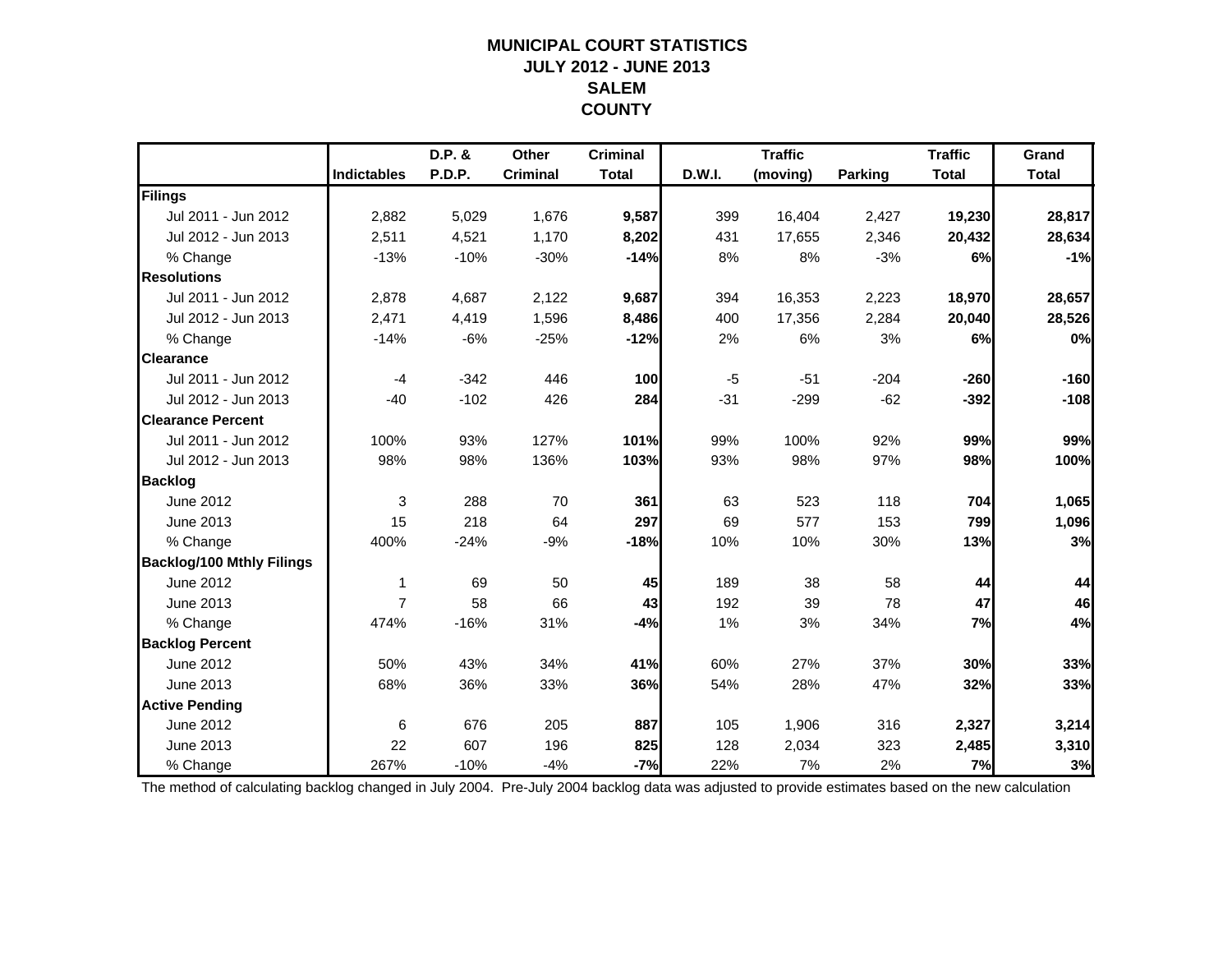# MUNICIPAL COURT STATISTICS
## JULY 2012 - JUNE 2013
## SALEM
## COUNTY

| | Indictables | D.P. & P.D.P. | Other Criminal | Criminal Total | D.W.I. | Traffic (moving) | Parking | Traffic Total | Grand Total |
|---|---|---|---|---|---|---|---|---|---|
| **Filings** | | | | | | | | | |
| Jul 2011 - Jun 2012 | 2,882 | 5,029 | 1,676 | **9,587** | 399 | 16,404 | 2,427 | **19,230** | **28,817** |
| Jul 2012 - Jun 2013 | 2,511 | 4,521 | 1,170 | **8,202** | 431 | 17,655 | 2,346 | **20,432** | **28,634** |
| % Change | -13% | -10% | -30% | **-14%** | 8% | 8% | -3% | **6%** | **-1%** |
| **Resolutions** | | | | | | | | | |
| Jul 2011 - Jun 2012 | 2,878 | 4,687 | 2,122 | **9,687** | 394 | 16,353 | 2,223 | **18,970** | **28,657** |
| Jul 2012 - Jun 2013 | 2,471 | 4,419 | 1,596 | **8,486** | 400 | 17,356 | 2,284 | **20,040** | **28,526** |
| % Change | -14% | -6% | -25% | **-12%** | 2% | 6% | 3% | **6%** | **0%** |
| **Clearance** | | | | | | | | | |
| Jul 2011 - Jun 2012 | -4 | -342 | 446 | **100** | -5 | -51 | -204 | **-260** | **-160** |
| Jul 2012 - Jun 2013 | -40 | -102 | 426 | **284** | -31 | -299 | -62 | **-392** | **-108** |
| **Clearance Percent** | | | | | | | | | |
| Jul 2011 - Jun 2012 | 100% | 93% | 127% | **101%** | 99% | 100% | 92% | **99%** | **99%** |
| Jul 2012 - Jun 2013 | 98% | 98% | 136% | **103%** | 93% | 98% | 97% | **98%** | **100%** |
| **Backlog** | | | | | | | | | |
| June 2012 | 3 | 288 | 70 | **361** | 63 | 523 | 118 | **704** | **1,065** |
| June 2013 | 15 | 218 | 64 | **297** | 69 | 577 | 153 | **799** | **1,096** |
| % Change | 400% | -24% | -9% | **-18%** | 10% | 10% | 30% | **13%** | **3%** |
| **Backlog/100 Mthly Filings** | | | | | | | | | |
| June 2012 | 1 | 69 | 50 | **45** | 189 | 38 | 58 | **44** | **44** |
| June 2013 | 7 | 58 | 66 | **43** | 192 | 39 | 78 | **47** | **46** |
| % Change | 474% | -16% | 31% | **-4%** | 1% | 3% | 34% | **7%** | **4%** |
| **Backlog Percent** | | | | | | | | | |
| June 2012 | 50% | 43% | 34% | **41%** | 60% | 27% | 37% | **30%** | **33%** |
| June 2013 | 68% | 36% | 33% | **36%** | 54% | 28% | 47% | **32%** | **33%** |
| **Active Pending** | | | | | | | | | |
| June 2012 | 6 | 676 | 205 | **887** | 105 | 1,906 | 316 | **2,327** | **3,214** |
| June 2013 | 22 | 607 | 196 | **825** | 128 | 2,034 | 323 | **2,485** | **3,310** |
| % Change | 267% | -10% | -4% | **-7%** | 22% | 7% | 2% | **7%** | **3%** |

The method of calculating backlog changed in July 2004. Pre-July 2004 backlog data was adjusted to provide estimates based on the new calculation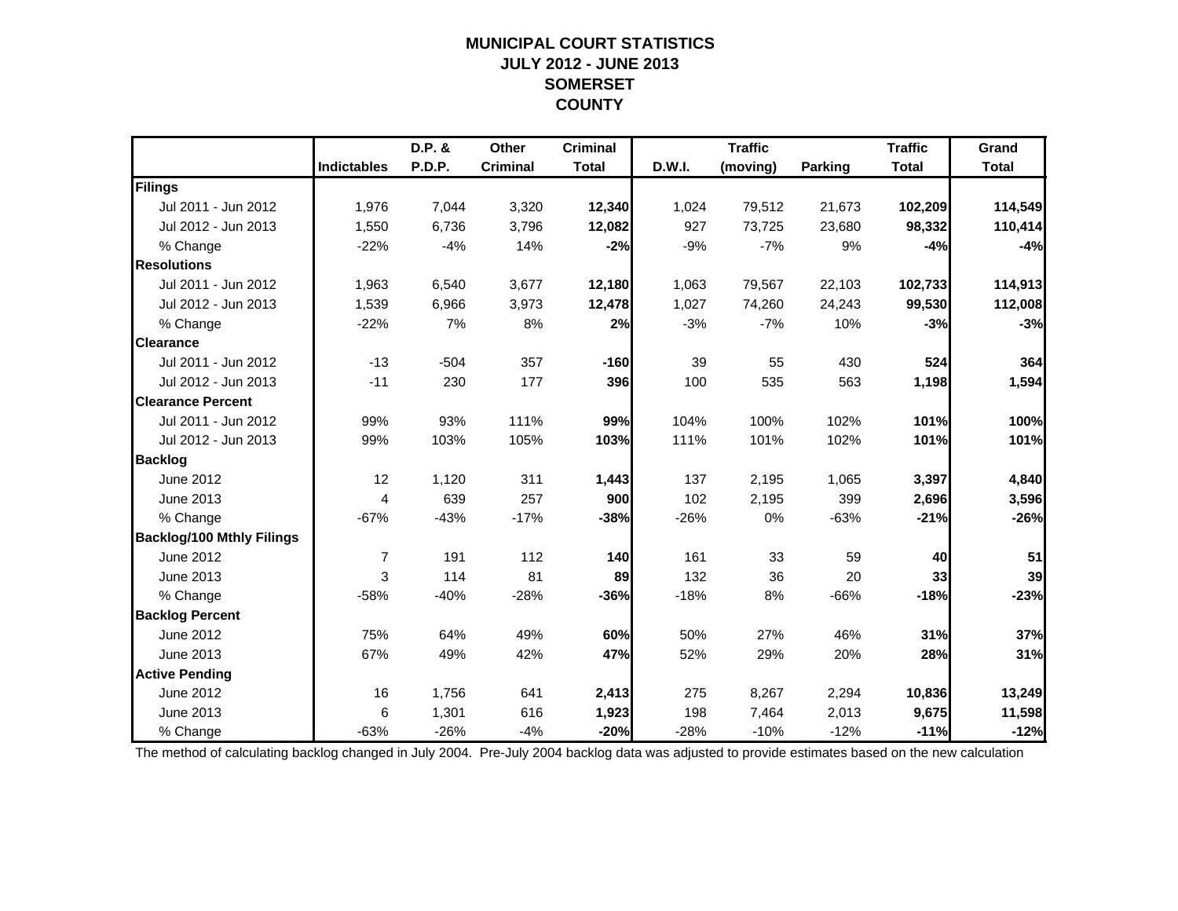# MUNICIPAL COURT STATISTICS
## JULY 2012 - JUNE 2013
## SOMERSET
## COUNTY

| | Indictables | D.P. & P.D.P. | Other Criminal | Criminal Total | D.W.I. | Traffic (moving) | Parking | Traffic Total | Grand Total |
|---|---|---|---|---|---|---|---|---|---|
| **Filings** | | | | | | | | | |
| Jul 2011 - Jun 2012 | 1,976 | 7,044 | 3,320 | **12,340** | 1,024 | 79,512 | 21,673 | **102,209** | **114,549** |
| Jul 2012 - Jun 2013 | 1,550 | 6,736 | 3,796 | **12,082** | 927 | 73,725 | 23,680 | **98,332** | **110,414** |
| % Change | -22% | -4% | 14% | **-2%** | -9% | -7% | 9% | **-4%** | **-4%** |
| **Resolutions** | | | | | | | | | |
| Jul 2011 - Jun 2012 | 1,963 | 6,540 | 3,677 | **12,180** | 1,063 | 79,567 | 22,103 | **102,733** | **114,913** |
| Jul 2012 - Jun 2013 | 1,539 | 6,966 | 3,973 | **12,478** | 1,027 | 74,260 | 24,243 | **99,530** | **112,008** |
| % Change | -22% | 7% | 8% | **2%** | -3% | -7% | 10% | **-3%** | **-3%** |
| **Clearance** | | | | | | | | | |
| Jul 2011 - Jun 2012 | -13 | -504 | 357 | **-160** | 39 | 55 | 430 | **524** | **364** |
| Jul 2012 - Jun 2013 | -11 | 230 | 177 | **396** | 100 | 535 | 563 | **1,198** | **1,594** |
| **Clearance Percent** | | | | | | | | | |
| Jul 2011 - Jun 2012 | 99% | 93% | 111% | **99%** | 104% | 100% | 102% | **101%** | **100%** |
| Jul 2012 - Jun 2013 | 99% | 103% | 105% | **103%** | 111% | 101% | 102% | **101%** | **101%** |
| **Backlog** | | | | | | | | | |
| June 2012 | 12 | 1,120 | 311 | **1,443** | 137 | 2,195 | 1,065 | **3,397** | **4,840** |
| June 2013 | 4 | 639 | 257 | **900** | 102 | 2,195 | 399 | **2,696** | **3,596** |
| % Change | -67% | -43% | -17% | **-38%** | -26% | 0% | -63% | **-21%** | **-26%** |
| **Backlog/100 Mthly Filings** | | | | | | | | | |
| June 2012 | 7 | 191 | 112 | **140** | 161 | 33 | 59 | **40** | **51** |
| June 2013 | 3 | 114 | 81 | **89** | 132 | 36 | 20 | **33** | **39** |
| % Change | -58% | -40% | -28% | **-36%** | -18% | 8% | -66% | **-18%** | **-23%** |
| **Backlog Percent** | | | | | | | | | |
| June 2012 | 75% | 64% | 49% | **60%** | 50% | 27% | 46% | **31%** | **37%** |
| June 2013 | 67% | 49% | 42% | **47%** | 52% | 29% | 20% | **28%** | **31%** |
| **Active Pending** | | | | | | | | | |
| June 2012 | 16 | 1,756 | 641 | **2,413** | 275 | 8,267 | 2,294 | **10,836** | **13,249** |
| June 2013 | 6 | 1,301 | 616 | **1,923** | 198 | 7,464 | 2,013 | **9,675** | **11,598** |
| % Change | -63% | -26% | -4% | **-20%** | -28% | -10% | -12% | **-11%** | **-12%** |

The method of calculating backlog changed in July 2004. Pre-July 2004 backlog data was adjusted to provide estimates based on the new calculation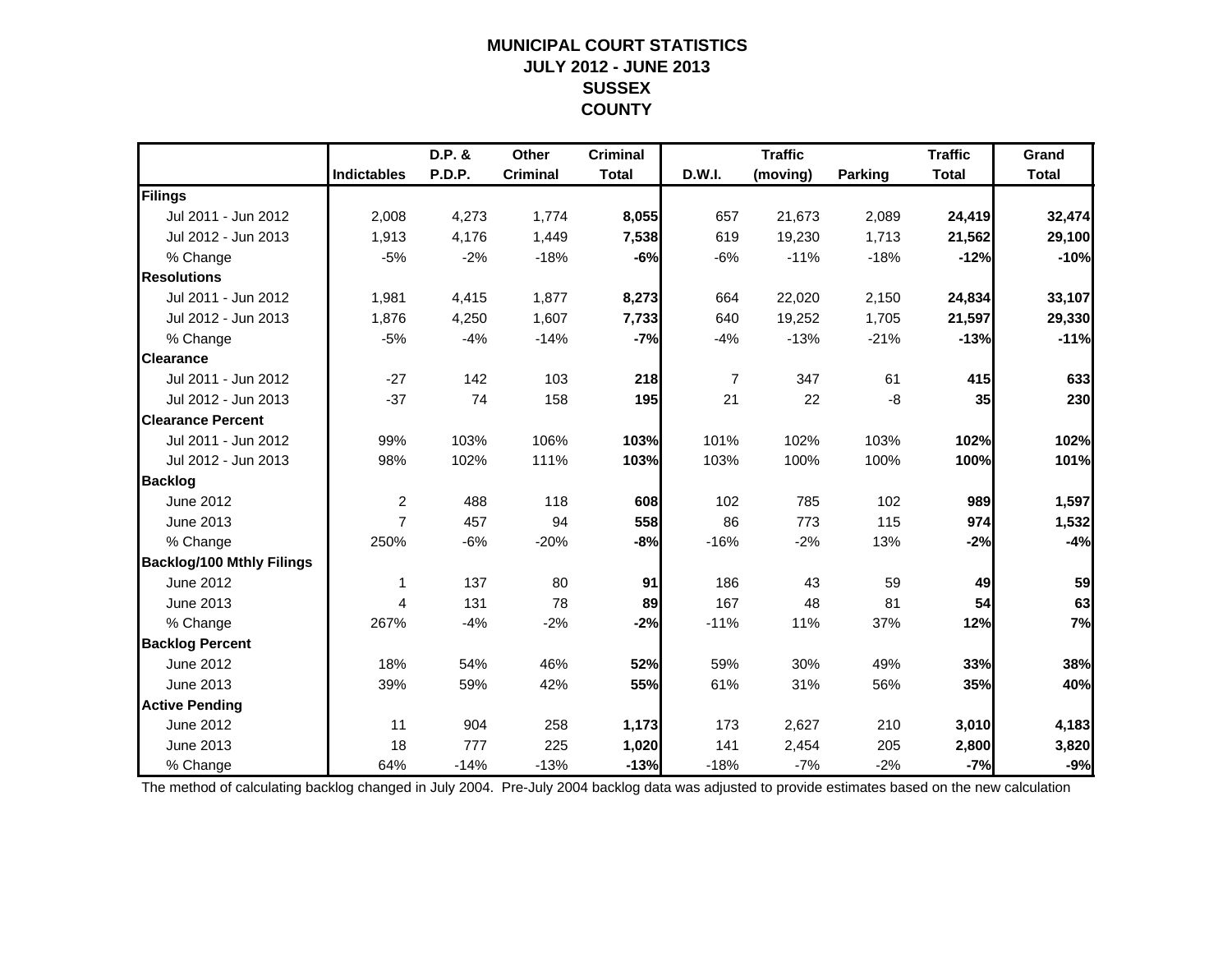# MUNICIPAL COURT STATISTICS
## JULY 2012 - JUNE 2013
## SUSSEX
## COUNTY

| | Indictables | D.P. & P.D.P. | Other Criminal | Criminal Total | D.W.I. | Traffic (moving) | Parking | Traffic Total | Grand Total |
|---|---|---|---|---|---|---|---|---|---|
| **Filings** | | | | | | | | | |
| Jul 2011 - Jun 2012 | 2,008 | 4,273 | 1,774 | **8,055** | 657 | 21,673 | 2,089 | **24,419** | **32,474** |
| Jul 2012 - Jun 2013 | 1,913 | 4,176 | 1,449 | **7,538** | 619 | 19,230 | 1,713 | **21,562** | **29,100** |
| % Change | -5% | -2% | -18% | **-6%** | -6% | -11% | -18% | **-12%** | **-10%** |
| **Resolutions** | | | | | | | | | |
| Jul 2011 - Jun 2012 | 1,981 | 4,415 | 1,877 | **8,273** | 664 | 22,020 | 2,150 | **24,834** | **33,107** |
| Jul 2012 - Jun 2013 | 1,876 | 4,250 | 1,607 | **7,733** | 640 | 19,252 | 1,705 | **21,597** | **29,330** |
| % Change | -5% | -4% | -14% | **-7%** | -4% | -13% | -21% | **-13%** | **-11%** |
| **Clearance** | | | | | | | | | |
| Jul 2011 - Jun 2012 | -27 | 142 | 103 | **218** | 7 | 347 | 61 | **415** | **633** |
| Jul 2012 - Jun 2013 | -37 | 74 | 158 | **195** | 21 | 22 | -8 | **35** | **230** |
| **Clearance Percent** | | | | | | | | | |
| Jul 2011 - Jun 2012 | 99% | 103% | 106% | **103%** | 101% | 102% | 103% | **102%** | **102%** |
| Jul 2012 - Jun 2013 | 98% | 102% | 111% | **103%** | 103% | 100% | 100% | **100%** | **101%** |
| **Backlog** | | | | | | | | | |
| June 2012 | 2 | 488 | 118 | **608** | 102 | 785 | 102 | **989** | **1,597** |
| June 2013 | 7 | 457 | 94 | **558** | 86 | 773 | 115 | **974** | **1,532** |
| % Change | 250% | -6% | -20% | **-8%** | -16% | -2% | 13% | **-2%** | **-4%** |
| **Backlog/100 Mthly Filings** | | | | | | | | | |
| June 2012 | 1 | 137 | 80 | **91** | 186 | 43 | 59 | **49** | **59** |
| June 2013 | 4 | 131 | 78 | **89** | 167 | 48 | 81 | **54** | **63** |
| % Change | 267% | -4% | -2% | **-2%** | -11% | 11% | 37% | **12%** | **7%** |
| **Backlog Percent** | | | | | | | | | |
| June 2012 | 18% | 54% | 46% | **52%** | 59% | 30% | 49% | **33%** | **38%** |
| June 2013 | 39% | 59% | 42% | **55%** | 61% | 31% | 56% | **35%** | **40%** |
| **Active Pending** | | | | | | | | | |
| June 2012 | 11 | 904 | 258 | **1,173** | 173 | 2,627 | 210 | **3,010** | **4,183** |
| June 2013 | 18 | 777 | 225 | **1,020** | 141 | 2,454 | 205 | **2,800** | **3,820** |
| % Change | 64% | -14% | -13% | **-13%** | -18% | -7% | -2% | **-7%** | **-9%** |

The method of calculating backlog changed in July 2004. Pre-July 2004 backlog data was adjusted to provide estimates based on the new calculation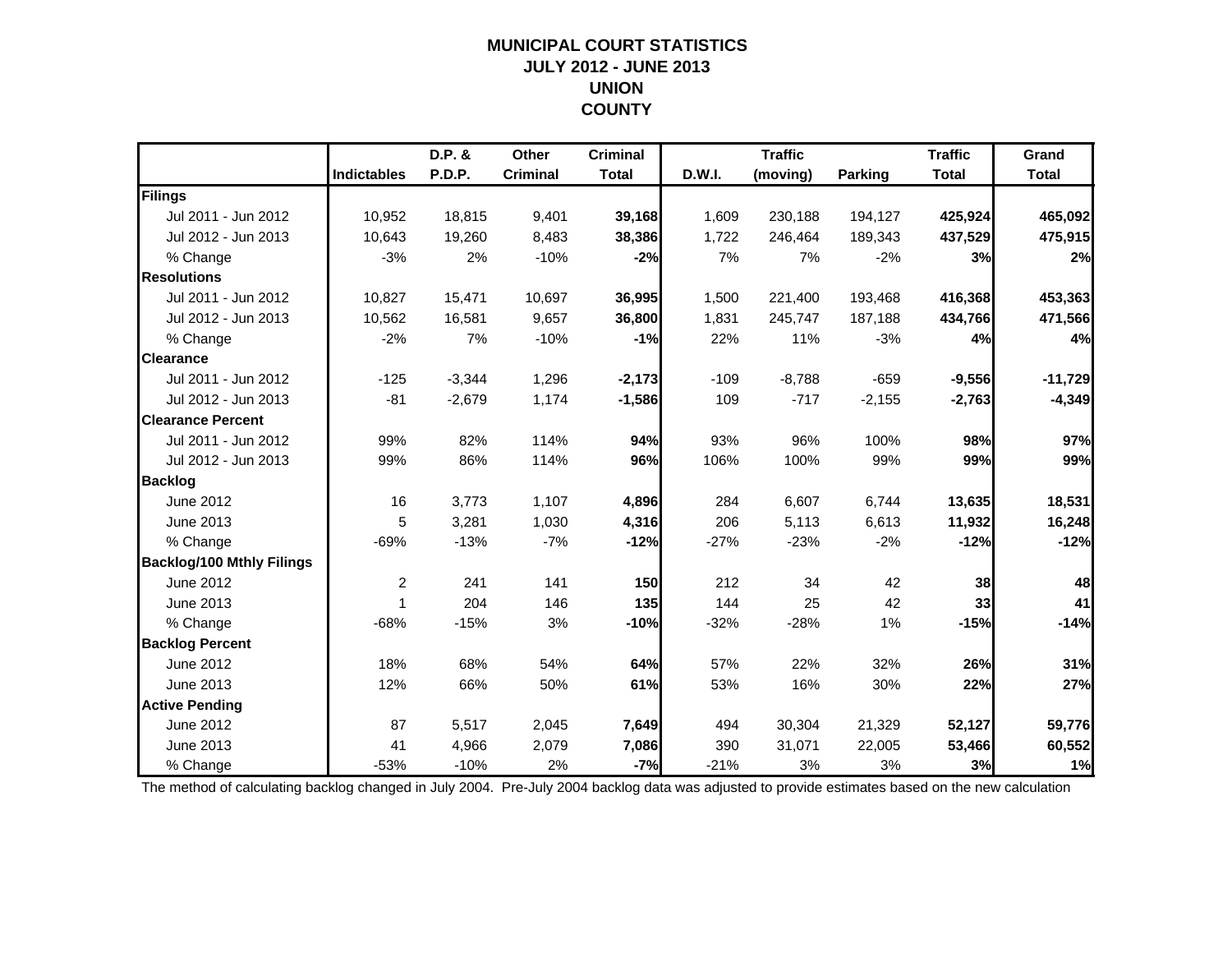# MUNICIPAL COURT STATISTICS
## JULY 2012 - JUNE 2013
## UNION
## COUNTY

| | Indictables | D.P. & P.D.P. | Other Criminal | Criminal Total | D.W.I. | Traffic (moving) | Parking | Traffic Total | Grand Total |
|---|---|---|---|---|---|---|---|---|---|
| **Filings** | | | | | | | | | |
| Jul 2011 - Jun 2012 | 10,952 | 18,815 | 9,401 | **39,168** | 1,609 | 230,188 | 194,127 | **425,924** | **465,092** |
| Jul 2012 - Jun 2013 | 10,643 | 19,260 | 8,483 | **38,386** | 1,722 | 246,464 | 189,343 | **437,529** | **475,915** |
| % Change | -3% | 2% | -10% | **-2%** | 7% | 7% | -2% | **3%** | **2%** |
| **Resolutions** | | | | | | | | | |
| Jul 2011 - Jun 2012 | 10,827 | 15,471 | 10,697 | **36,995** | 1,500 | 221,400 | 193,468 | **416,368** | **453,363** |
| Jul 2012 - Jun 2013 | 10,562 | 16,581 | 9,657 | **36,800** | 1,831 | 245,747 | 187,188 | **434,766** | **471,566** |
| % Change | -2% | 7% | -10% | **-1%** | 22% | 11% | -3% | **4%** | **4%** |
| **Clearance** | | | | | | | | | |
| Jul 2011 - Jun 2012 | -125 | -3,344 | 1,296 | **-2,173** | -109 | -8,788 | -659 | **-9,556** | **-11,729** |
| Jul 2012 - Jun 2013 | -81 | -2,679 | 1,174 | **-1,586** | 109 | -717 | -2,155 | **-2,763** | **-4,349** |
| **Clearance Percent** | | | | | | | | | |
| Jul 2011 - Jun 2012 | 99% | 82% | 114% | **94%** | 93% | 96% | 100% | **98%** | **97%** |
| Jul 2012 - Jun 2013 | 99% | 86% | 114% | **96%** | 106% | 100% | 99% | **99%** | **99%** |
| **Backlog** | | | | | | | | | |
| June 2012 | 16 | 3,773 | 1,107 | **4,896** | 284 | 6,607 | 6,744 | **13,635** | **18,531** |
| June 2013 | 5 | 3,281 | 1,030 | **4,316** | 206 | 5,113 | 6,613 | **11,932** | **16,248** |
| % Change | -69% | -13% | -7% | **-12%** | -27% | -23% | -2% | **-12%** | **-12%** |
| **Backlog/100 Mthly Filings** | | | | | | | | | |
| June 2012 | 2 | 241 | 141 | **150** | 212 | 34 | 42 | **38** | **48** |
| June 2013 | 1 | 204 | 146 | **135** | 144 | 25 | 42 | **33** | **41** |
| % Change | -68% | -15% | 3% | **-10%** | -32% | -28% | 1% | **-15%** | **-14%** |
| **Backlog Percent** | | | | | | | | | |
| June 2012 | 18% | 68% | 54% | **64%** | 57% | 22% | 32% | **26%** | **31%** |
| June 2013 | 12% | 66% | 50% | **61%** | 53% | 16% | 30% | **22%** | **27%** |
| **Active Pending** | | | | | | | | | |
| June 2012 | 87 | 5,517 | 2,045 | **7,649** | 494 | 30,304 | 21,329 | **52,127** | **59,776** |
| June 2013 | 41 | 4,966 | 2,079 | **7,086** | 390 | 31,071 | 22,005 | **53,466** | **60,552** |
| % Change | -53% | -10% | 2% | **-7%** | -21% | 3% | 3% | **3%** | **1%** |

The method of calculating backlog changed in July 2004. Pre-July 2004 backlog data was adjusted to provide estimates based on the new calculation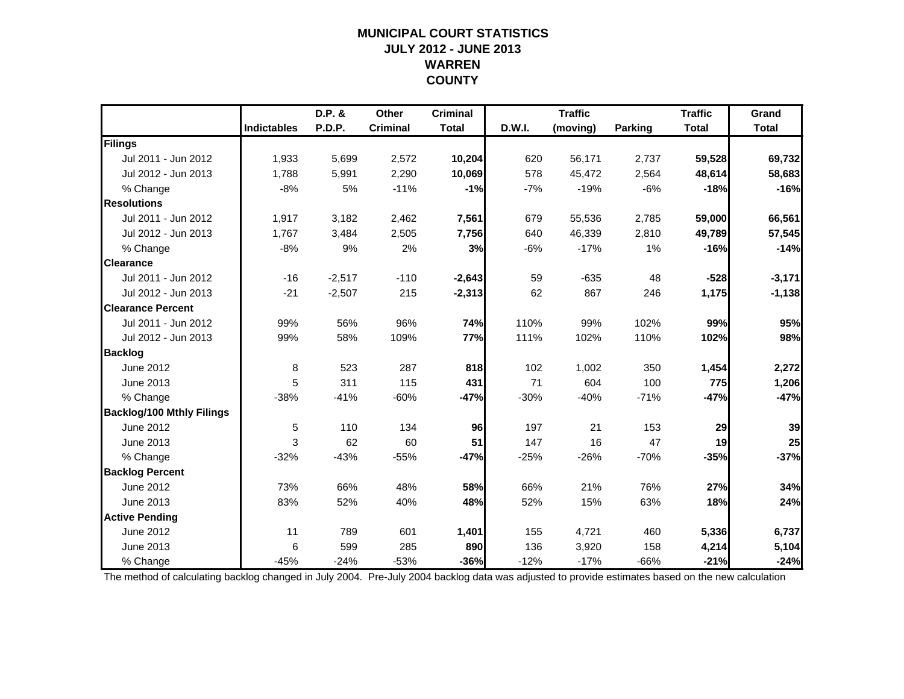# MUNICIPAL COURT STATISTICS
## JULY 2012 - JUNE 2013
## WARREN
## COUNTY

| | Indictables | D.P. & P.D.P. | Other Criminal | Criminal Total | D.W.I. | Traffic (moving) | Parking | Traffic Total | Grand Total |
|---|---|---|---|---|---|---|---|---|---|
| **Filings** | | | | | | | | | |
| Jul 2011 - Jun 2012 | 1,933 | 5,699 | 2,572 | **10,204** | 620 | 56,171 | 2,737 | **59,528** | **69,732** |
| Jul 2012 - Jun 2013 | 1,788 | 5,991 | 2,290 | **10,069** | 578 | 45,472 | 2,564 | **48,614** | **58,683** |
| % Change | -8% | 5% | -11% | **-1%** | -7% | -19% | -6% | **-18%** | **-16%** |
| **Resolutions** | | | | | | | | | |
| Jul 2011 - Jun 2012 | 1,917 | 3,182 | 2,462 | **7,561** | 679 | 55,536 | 2,785 | **59,000** | **66,561** |
| Jul 2012 - Jun 2013 | 1,767 | 3,484 | 2,505 | **7,756** | 640 | 46,339 | 2,810 | **49,789** | **57,545** |
| % Change | -8% | 9% | 2% | **3%** | -6% | -17% | 1% | **-16%** | **-14%** |
| **Clearance** | | | | | | | | | |
| Jul 2011 - Jun 2012 | -16 | -2,517 | -110 | **-2,643** | 59 | -635 | 48 | **-528** | **-3,171** |
| Jul 2012 - Jun 2013 | -21 | -2,507 | 215 | **-2,313** | 62 | 867 | 246 | **1,175** | **-1,138** |
| **Clearance Percent** | | | | | | | | | |
| Jul 2011 - Jun 2012 | 99% | 56% | 96% | **74%** | 110% | 99% | 102% | **99%** | **95%** |
| Jul 2012 - Jun 2013 | 99% | 58% | 109% | **77%** | 111% | 102% | 110% | **102%** | **98%** |
| **Backlog** | | | | | | | | | |
| June 2012 | 8 | 523 | 287 | **818** | 102 | 1,002 | 350 | **1,454** | **2,272** |
| June 2013 | 5 | 311 | 115 | **431** | 71 | 604 | 100 | **775** | **1,206** |
| % Change | -38% | -41% | -60% | **-47%** | -30% | -40% | -71% | **-47%** | **-47%** |
| **Backlog/100 Mthly Filings** | | | | | | | | | |
| June 2012 | 5 | 110 | 134 | **96** | 197 | 21 | 153 | **29** | **39** |
| June 2013 | 3 | 62 | 60 | **51** | 147 | 16 | 47 | **19** | **25** |
| % Change | -32% | -43% | -55% | **-47%** | -25% | -26% | -70% | **-35%** | **-37%** |
| **Backlog Percent** | | | | | | | | | |
| June 2012 | 73% | 66% | 48% | **58%** | 66% | 21% | 76% | **27%** | **34%** |
| June 2013 | 83% | 52% | 40% | **48%** | 52% | 15% | 63% | **18%** | **24%** |
| **Active Pending** | | | | | | | | | |
| June 2012 | 11 | 789 | 601 | **1,401** | 155 | 4,721 | 460 | **5,336** | **6,737** |
| June 2013 | 6 | 599 | 285 | **890** | 136 | 3,920 | 158 | **4,214** | **5,104** |
| % Change | -45% | -24% | -53% | **-36%** | -12% | -17% | -66% | **-21%** | **-24%** |

The method of calculating backlog changed in July 2004. Pre-July 2004 backlog data was adjusted to provide estimates based on the new calculation